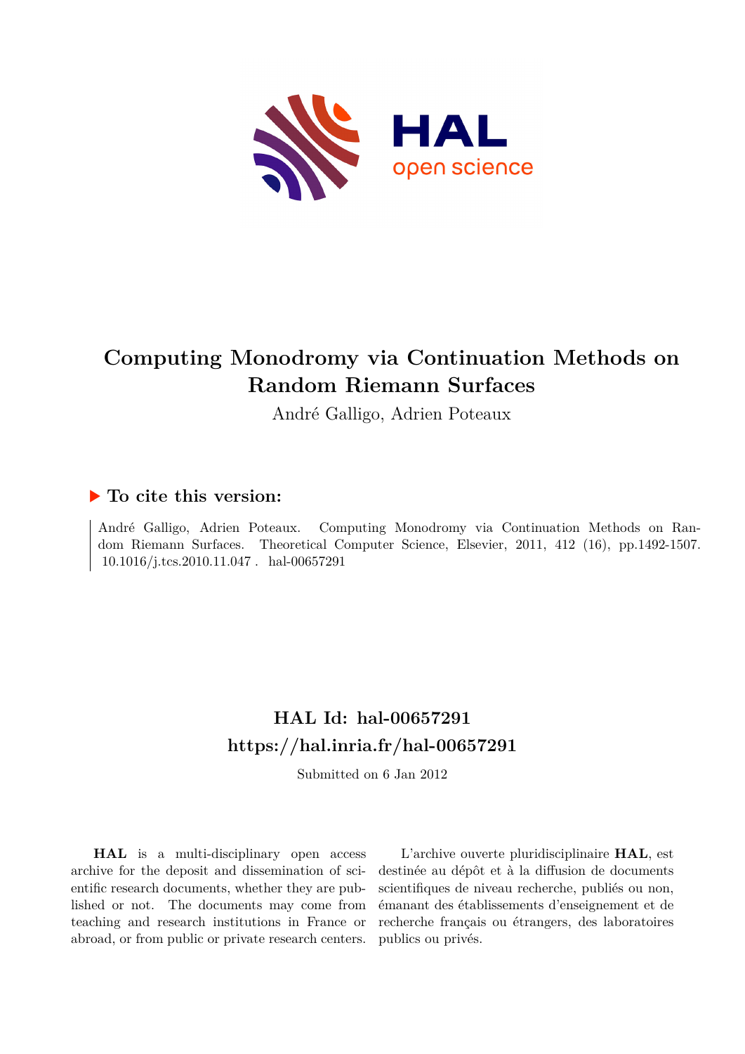# Computing Monodromy via Continuation Methods on Random Riemann Surfaces

André Galligo, Adrien Poteaux

## ▶ To cite this version:

André Galligo, Adrien Poteaux. Computing Monodromy via Continuation Methods on Random Riemann Surfaces. Theoretical Computer Science, Elsevier, 2011, 412 (16), pp.1492-1507. 10.1016/j.tcs.2010.11.047 . hal-00657291

## HAL Id: hal-00657291
## https://hal.inria.fr/hal-00657291

Submitted on 6 Jan 2012

**HAL** is a multi-disciplinary open access archive for the deposit and dissemination of scientific research documents, whether they are published or not. The documents may come from teaching and research institutions in France or abroad, or from public or private research centers.

L'archive ouverte pluridisciplinaire **HAL**, est destinée au dépôt et à la diffusion de documents scientifiques de niveau recherche, publiés ou non, émanant des établissements d'enseignement et de recherche français ou étrangers, des laboratoires publics ou privés.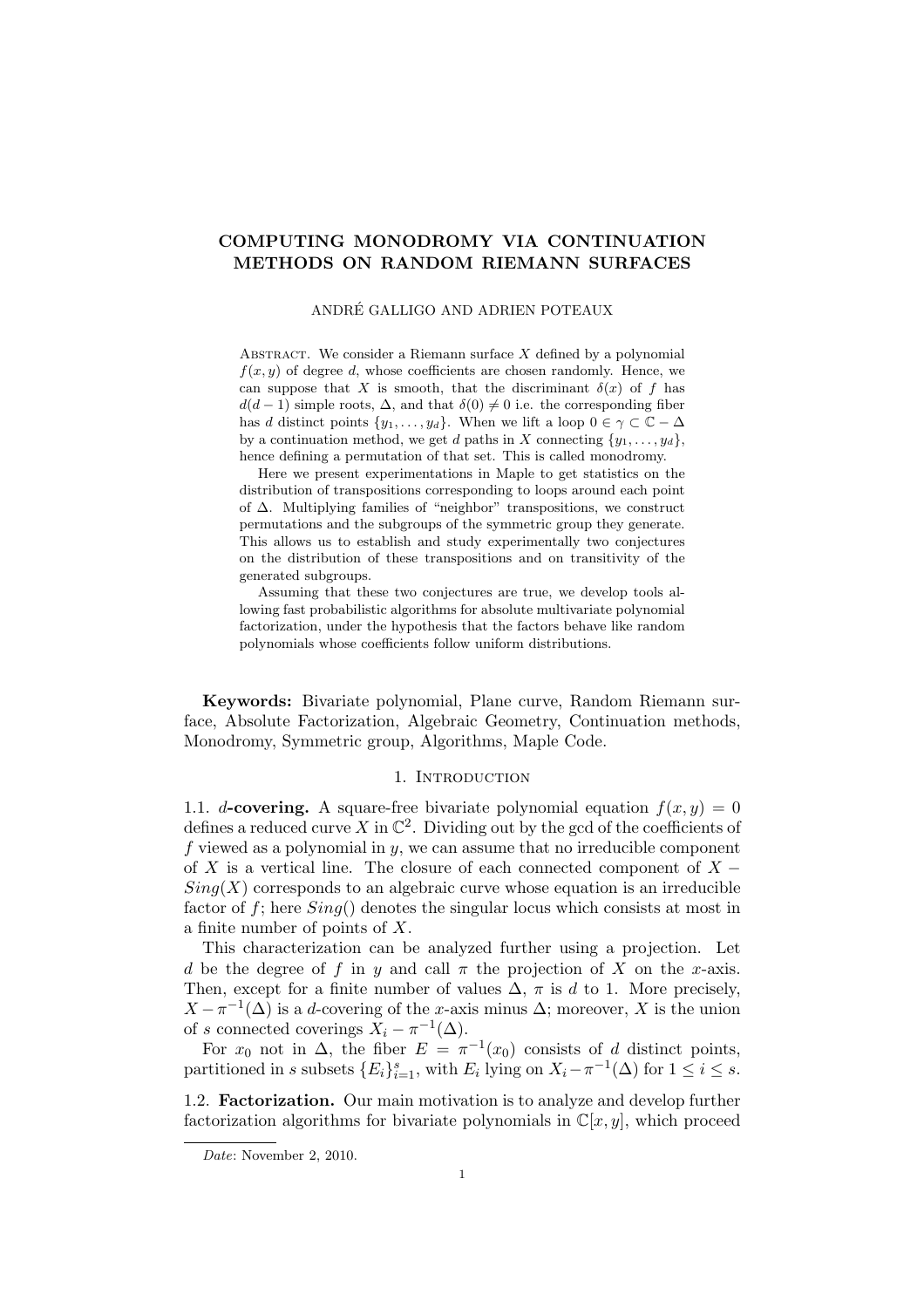# COMPUTING MONODROMY VIA CONTINUATION METHODS ON RANDOM RIEMANN SURFACES

ANDRÉ GALLIGO AND ADRIEN POTEAUX

Abstract. We consider a Riemann surface $X$ defined by a polynomial $f(x, y)$ of degree $d$, whose coefficients are chosen randomly. Hence, we can suppose that $X$ is smooth, that the discriminant $\delta(x)$ of $f$ has $d(d-1)$ simple roots, $\Delta$, and that $\delta(0) \neq 0$ i.e. the corresponding fiber has $d$ distinct points $\{y_1, \dots, y_d\}$. When we lift a loop $0 \in \gamma \subset \mathbb{C} - \Delta$ by a continuation method, we get $d$ paths in $X$ connecting $\{y_1, \dots, y_d\}$, hence defining a permutation of that set. This is called monodromy.

Here we present experimentations in Maple to get statistics on the distribution of transpositions corresponding to loops around each point of $\Delta$. Multiplying families of "neighbor" transpositions, we construct permutations and the subgroups of the symmetric group they generate. This allows us to establish and study experimentally two conjectures on the distribution of these transpositions and on transitivity of the generated subgroups.

Assuming that these two conjectures are true, we develop tools allowing fast probabilistic algorithms for absolute multivariate polynomial factorization, under the hypothesis that the factors behave like random polynomials whose coefficients follow uniform distributions.

**Keywords:** Bivariate polynomial, Plane curve, Random Riemann surface, Absolute Factorization, Algebraic Geometry, Continuation methods, Monodromy, Symmetric group, Algorithms, Maple Code.

## 1. Introduction

**1.1. $d$-covering.** A square-free bivariate polynomial equation $f(x, y) = 0$ defines a reduced curve $X$ in $\mathbb{C}^2$. Dividing out by the gcd of the coefficients of $f$ viewed as a polynomial in $y$, we can assume that no irreducible component of $X$ is a vertical line. The closure of each connected component of $X - Sing(X)$ corresponds to an algebraic curve whose equation is an irreducible factor of $f$; here $Sing()$ denotes the singular locus which consists at most in a finite number of points of $X$.

This characterization can be analyzed further using a projection. Let $d$ be the degree of $f$ in $y$ and call $\pi$ the projection of $X$ on the $x$-axis. Then, except for a finite number of values $\Delta$, $\pi$ is $d$ to 1. More precisely, $X - \pi^{-1}(\Delta)$ is a $d$-covering of the $x$-axis minus $\Delta$; moreover, $X$ is the union of $s$ connected coverings $X_i - \pi^{-1}(\Delta)$.

For $x_0$ not in $\Delta$, the fiber $E = \pi^{-1}(x_0)$ consists of $d$ distinct points, partitioned in $s$ subsets $\{E_i\}_{i=1}^{s}$, with $E_i$ lying on $X_i - \pi^{-1}(\Delta)$ for $1 \leq i \leq s$.

**1.2. Factorization.** Our main motivation is to analyze and develop further factorization algorithms for bivariate polynomials in $\mathbb{C}[x, y]$, which proceed

*Date*: November 2, 2010.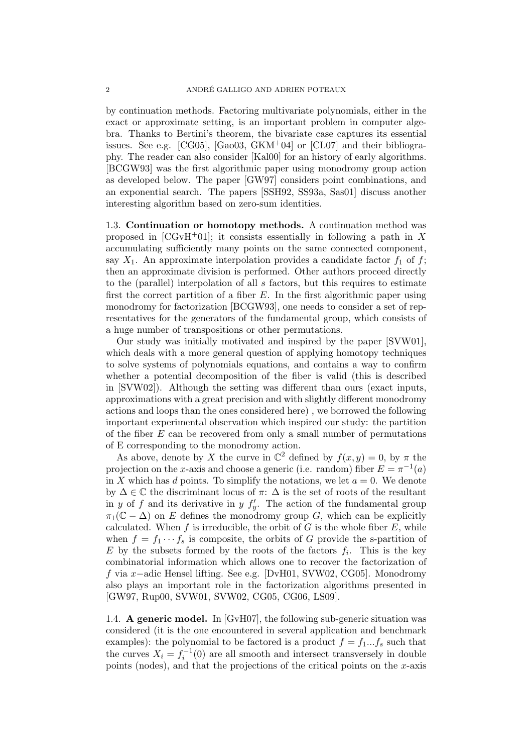by continuation methods. Factoring multivariate polynomials, either in the exact or approximate setting, is an important problem in computer algebra. Thanks to Bertini's theorem, the bivariate case captures its essential issues. See e.g. [CG05], [Gao03, GKM+04] or [CL07] and their bibliography. The reader can also consider [Kal00] for an history of early algorithms. [BCGW93] was the first algorithmic paper using monodromy group action as developed below. The paper [GW97] considers point combinations, and an exponential search. The papers [SSH92, SS93a, Sas01] discuss another interesting algorithm based on zero-sum identities.

**1.3. Continuation or homotopy methods.** A continuation method was proposed in [CGvH+01]; it consists essentially in following a path in $X$ accumulating sufficiently many points on the same connected component, say $X_1$. An approximate interpolation provides a candidate factor $f_1$ of $f$; then an approximate division is performed. Other authors proceed directly to the (parallel) interpolation of all $s$ factors, but this requires to estimate first the correct partition of a fiber $E$. In the first algorithmic paper using monodromy for factorization [BCGW93], one needs to consider a set of representatives for the generators of the fundamental group, which consists of a huge number of transpositions or other permutations.

Our study was initially motivated and inspired by the paper [SVW01], which deals with a more general question of applying homotopy techniques to solve systems of polynomials equations, and contains a way to confirm whether a potential decomposition of the fiber is valid (this is described in [SVW02]). Although the setting was different than ours (exact inputs, approximations with a great precision and with slightly different monodromy actions and loops than the ones considered here) , we borrowed the following important experimental observation which inspired our study: the partition of the fiber $E$ can be recovered from only a small number of permutations of E corresponding to the monodromy action.

As above, denote by $X$ the curve in $\mathbb{C}^2$ defined by $f(x, y) = 0$, by $\pi$ the projection on the $x$-axis and choose a generic (i.e. random) fiber $E = \pi^{-1}(a)$ in $X$ which has $d$ points. To simplify the notations, we let $a = 0$. We denote by $\Delta \in \mathbb{C}$ the discriminant locus of $\pi$: $\Delta$ is the set of roots of the resultant in $y$ of $f$ and its derivative in $y$ $f'_y$. The action of the fundamental group $\pi_1(\mathbb{C} - \Delta)$ on $E$ defines the monodromy group $G$, which can be explicitly calculated. When $f$ is irreducible, the orbit of $G$ is the whole fiber $E$, while when $f = f_1 \cdots f_s$ is composite, the orbits of $G$ provide the s-partition of $E$ by the subsets formed by the roots of the factors $f_i$. This is the key combinatorial information which allows one to recover the factorization of $f$ via $x-$adic Hensel lifting. See e.g. [DvH01, SVW02, CG05]. Monodromy also plays an important role in the factorization algorithms presented in [GW97, Rup00, SVW01, SVW02, CG05, CG06, LS09].

**1.4. A generic model.** In [GvH07], the following sub-generic situation was considered (it is the one encountered in several application and benchmark examples): the polynomial to be factored is a product $f = f_1 ... f_s$ such that the curves $X_i = f_i^{-1}(0)$ are all smooth and intersect transversely in double points (nodes), and that the projections of the critical points on the $x$-axis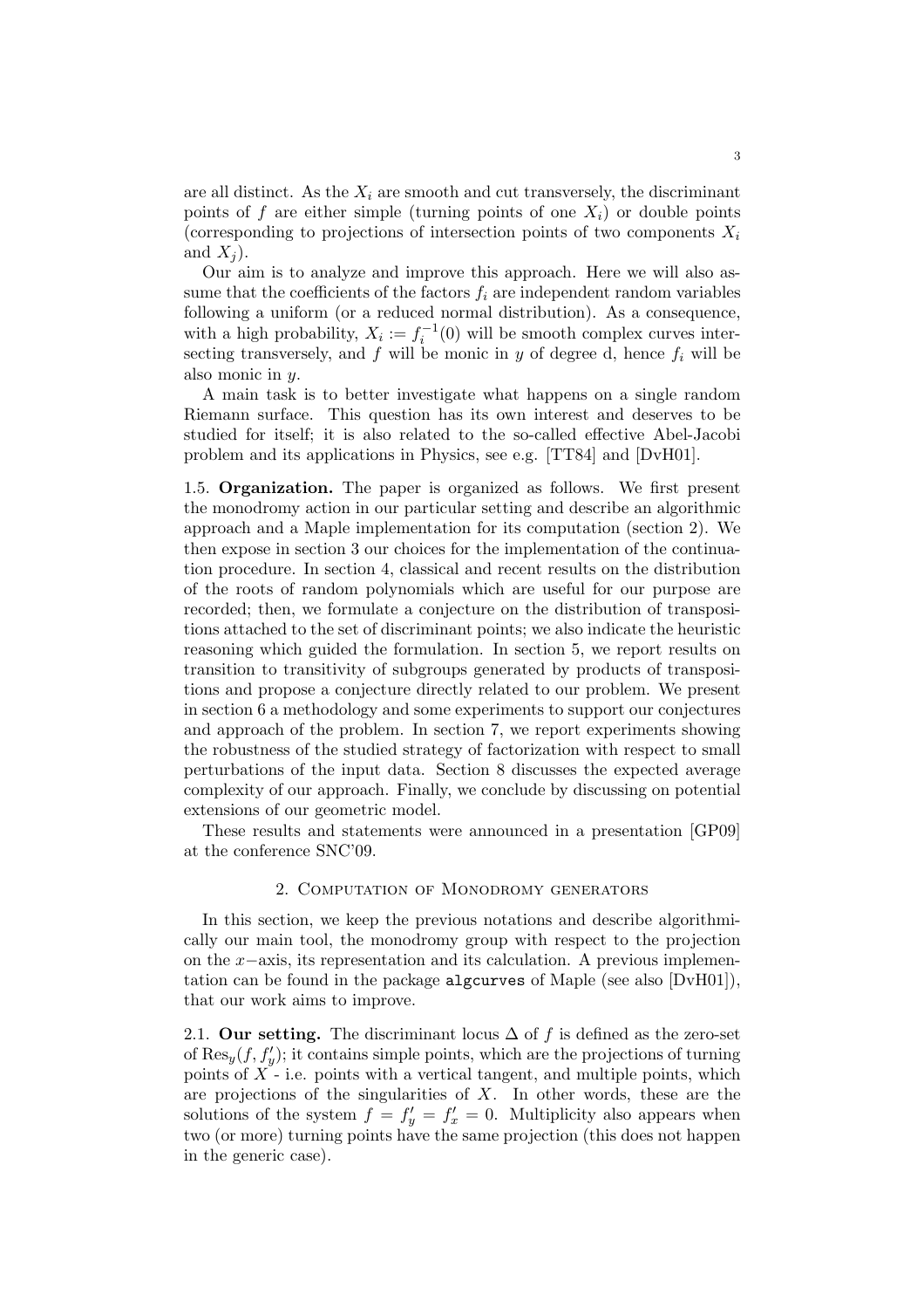are all distinct. As the $X_i$ are smooth and cut transversely, the discriminant points of $f$ are either simple (turning points of one $X_i$) or double points (corresponding to projections of intersection points of two components $X_i$ and $X_j$).

Our aim is to analyze and improve this approach. Here we will also assume that the coefficients of the factors $f_i$ are independent random variables following a uniform (or a reduced normal distribution). As a consequence, with a high probability, $X_i := f_i^{-1}(0)$ will be smooth complex curves intersecting transversely, and $f$ will be monic in $y$ of degree d, hence $f_i$ will be also monic in $y$.

A main task is to better investigate what happens on a single random Riemann surface. This question has its own interest and deserves to be studied for itself; it is also related to the so-called effective Abel-Jacobi problem and its applications in Physics, see e.g. [TT84] and [DvH01].

1.5. **Organization.** The paper is organized as follows. We first present the monodromy action in our particular setting and describe an algorithmic approach and a Maple implementation for its computation (section 2). We then expose in section 3 our choices for the implementation of the continuation procedure. In section 4, classical and recent results on the distribution of the roots of random polynomials which are useful for our purpose are recorded; then, we formulate a conjecture on the distribution of transpositions attached to the set of discriminant points; we also indicate the heuristic reasoning which guided the formulation. In section 5, we report results on transition to transitivity of subgroups generated by products of transpositions and propose a conjecture directly related to our problem. We present in section 6 a methodology and some experiments to support our conjectures and approach of the problem. In section 7, we report experiments showing the robustness of the studied strategy of factorization with respect to small perturbations of the input data. Section 8 discusses the expected average complexity of our approach. Finally, we conclude by discussing on potential extensions of our geometric model.

These results and statements were announced in a presentation [GP09] at the conference SNC'09.

## 2. Computation of Monodromy generators

In this section, we keep the previous notations and describe algorithmically our main tool, the monodromy group with respect to the projection on the $x-$axis, its representation and its calculation. A previous implementation can be found in the package `algcurves` of Maple (see also [DvH01]), that our work aims to improve.

2.1. **Our setting.** The discriminant locus $\Delta$ of $f$ is defined as the zero-set of $\mathrm{Res}_y(f, f'_y)$; it contains simple points, which are the projections of turning points of $X$ - i.e. points with a vertical tangent, and multiple points, which are projections of the singularities of $X$. In other words, these are the solutions of the system $f = f'_y = f'_x = 0$. Multiplicity also appears when two (or more) turning points have the same projection (this does not happen in the generic case).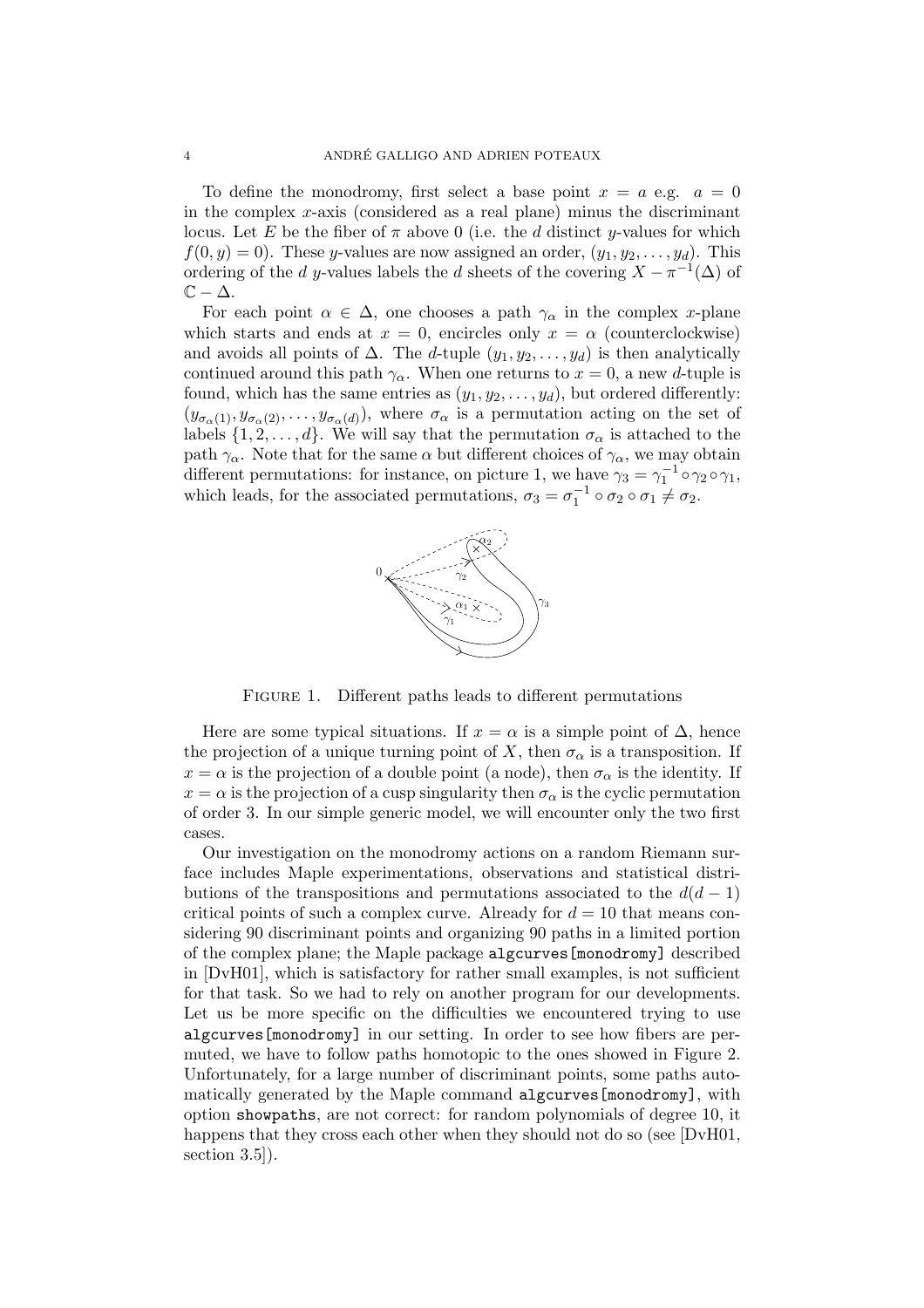To define the monodromy, first select a base point $x = a$ e.g. $a = 0$ in the complex $x$-axis (considered as a real plane) minus the discriminant locus. Let $E$ be the fiber of $\pi$ above 0 (i.e. the $d$ distinct $y$-values for which $f(0, y) = 0$). These $y$-values are now assigned an order, $(y_1, y_2, \ldots, y_d)$. This ordering of the $d$ $y$-values labels the $d$ sheets of the covering $X - \pi^{-1}(\Delta)$ of $\mathbb{C} - \Delta$.

For each point $\alpha \in \Delta$, one chooses a path $\gamma_\alpha$ in the complex $x$-plane which starts and ends at $x = 0$, encircles only $x = \alpha$ (counterclockwise) and avoids all points of $\Delta$. The $d$-tuple $(y_1, y_2, \ldots, y_d)$ is then analytically continued around this path $\gamma_\alpha$. When one returns to $x = 0$, a new $d$-tuple is found, which has the same entries as $(y_1, y_2, \ldots, y_d)$, but ordered differently: $(y_{\sigma_\alpha(1)}, y_{\sigma_\alpha(2)}, \ldots, y_{\sigma_\alpha(d)})$, where $\sigma_\alpha$ is a permutation acting on the set of labels $\{1, 2, \ldots, d\}$. We will say that the permutation $\sigma_\alpha$ is attached to the path $\gamma_\alpha$. Note that for the same $\alpha$ but different choices of $\gamma_\alpha$, we may obtain different permutations: for instance, on picture 1, we have $\gamma_3 = \gamma_1^{-1} \circ \gamma_2 \circ \gamma_1$, which leads, for the associated permutations, $\sigma_3 = \sigma_1^{-1} \circ \sigma_2 \circ \sigma_1 \neq \sigma_2$.

Figure 1. Different paths leads to different permutations

Here are some typical situations. If $x = \alpha$ is a simple point of $\Delta$, hence the projection of a unique turning point of $X$, then $\sigma_\alpha$ is a transposition. If $x = \alpha$ is the projection of a double point (a node), then $\sigma_\alpha$ is the identity. If $x = \alpha$ is the projection of a cusp singularity then $\sigma_\alpha$ is the cyclic permutation of order 3. In our simple generic model, we will encounter only the two first cases.

Our investigation on the monodromy actions on a random Riemann surface includes Maple experimentations, observations and statistical distributions of the transpositions and permutations associated to the $d(d-1)$ critical points of such a complex curve. Already for $d = 10$ that means considering 90 discriminant points and organizing 90 paths in a limited portion of the complex plane; the Maple package `algcurves[monodromy]` described in [DvH01], which is satisfactory for rather small examples, is not sufficient for that task. So we had to rely on another program for our developments. Let us be more specific on the difficulties we encountered trying to use `algcurves[monodromy]` in our setting. In order to see how fibers are permuted, we have to follow paths homotopic to the ones showed in Figure 2. Unfortunately, for a large number of discriminant points, some paths automatically generated by the Maple command `algcurves[monodromy]`, with option `showpaths`, are not correct: for random polynomials of degree 10, it happens that they cross each other when they should not do so (see [DvH01, section 3.5]).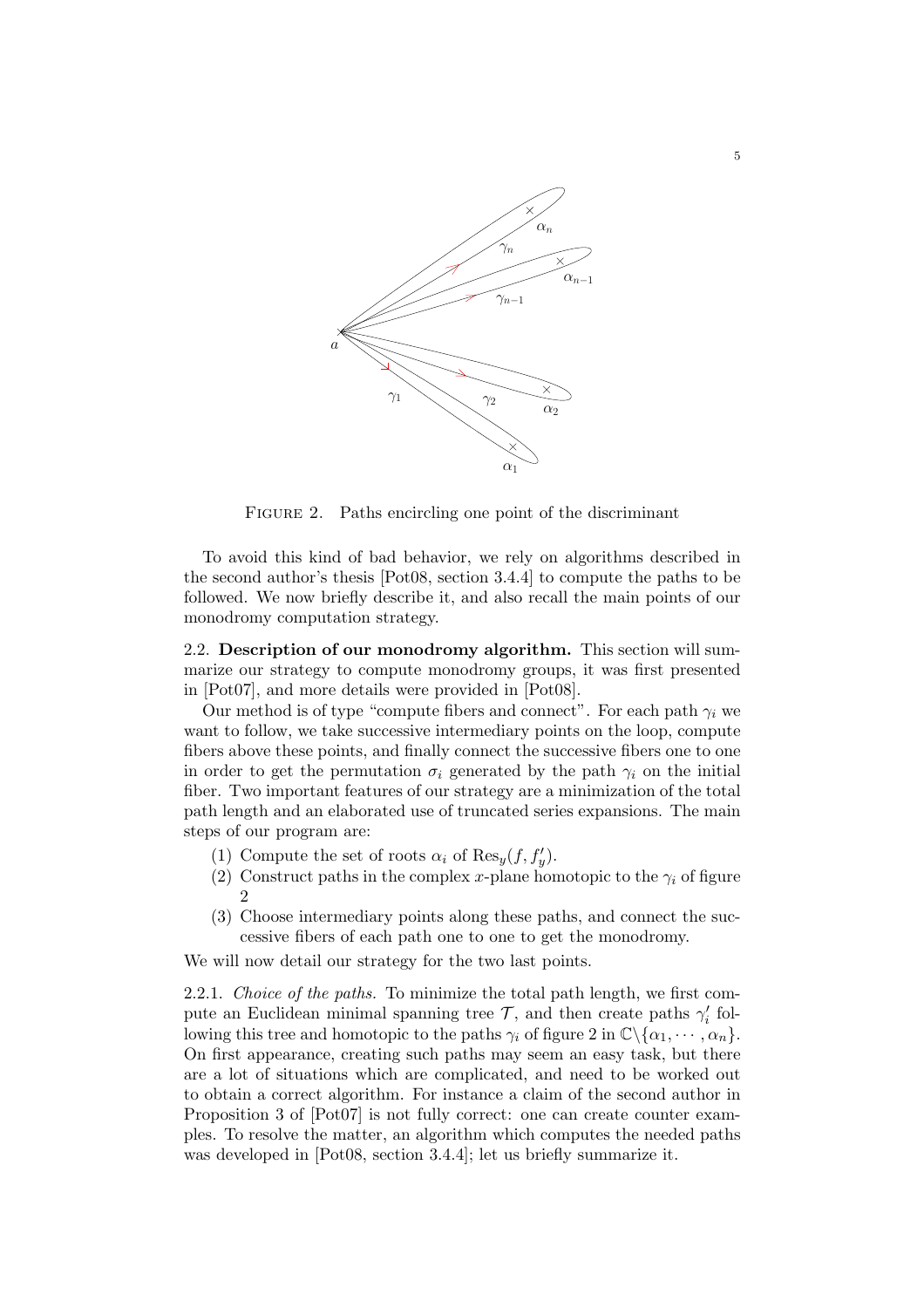FIGURE 2. Paths encircling one point of the discriminant

To avoid this kind of bad behavior, we rely on algorithms described in the second author's thesis [Pot08, section 3.4.4] to compute the paths to be followed. We now briefly describe it, and also recall the main points of our monodromy computation strategy.

### 2.2. Description of our monodromy algorithm.

This section will summarize our strategy to compute monodromy groups, it was first presented in [Pot07], and more details were provided in [Pot08].

Our method is of type "compute fibers and connect". For each path $\gamma_i$ we want to follow, we take successive intermediary points on the loop, compute fibers above these points, and finally connect the successive fibers one to one in order to get the permutation $\sigma_i$ generated by the path $\gamma_i$ on the initial fiber. Two important features of our strategy are a minimization of the total path length and an elaborated use of truncated series expansions. The main steps of our program are:

1. Compute the set of roots $\alpha_i$ of $\mathrm{Res}_y(f, f'_y)$.
2. Construct paths in the complex $x$-plane homotopic to the $\gamma_i$ of figure 2
3. Choose intermediary points along these paths, and connect the successive fibers of each path one to one to get the monodromy.

We will now detail our strategy for the two last points.

#### 2.2.1. *Choice of the paths.*

To minimize the total path length, we first compute an Euclidean minimal spanning tree $\mathcal{T}$, and then create paths $\gamma'_i$ following this tree and homotopic to the paths $\gamma_i$ of figure 2 in $\mathbb{C}\backslash\{\alpha_1, \cdots, \alpha_n\}$. On first appearance, creating such paths may seem an easy task, but there are a lot of situations which are complicated, and need to be worked out to obtain a correct algorithm. For instance a claim of the second author in Proposition 3 of [Pot07] is not fully correct: one can create counter examples. To resolve the matter, an algorithm which computes the needed paths was developed in [Pot08, section 3.4.4]; let us briefly summarize it.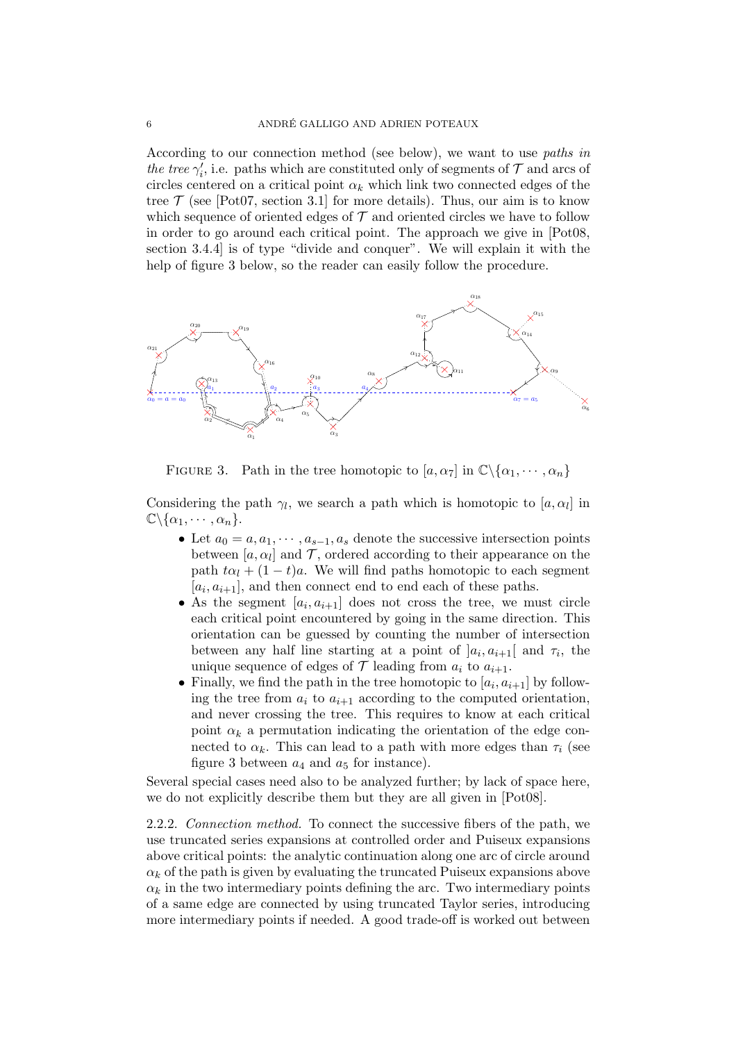According to our connection method (see below), we want to use *paths in the tree* $\gamma_i'$, i.e. paths which are constituted only of segments of $\mathcal{T}$ and arcs of circles centered on a critical point $\alpha_k$ which link two connected edges of the tree $\mathcal{T}$ (see [Pot07, section 3.1] for more details). Thus, our aim is to know which sequence of oriented edges of $\mathcal{T}$ and oriented circles we have to follow in order to go around each critical point. The approach we give in [Pot08, section 3.4.4] is of type "divide and conquer". We will explain it with the help of figure 3 below, so the reader can easily follow the procedure.

FIGURE 3. Path in the tree homotopic to $[a, \alpha_7]$ in $\mathbb{C}\backslash\{\alpha_1, \cdots, \alpha_n\}$

Considering the path $\gamma_l$, we search a path which is homotopic to $[a, \alpha_l]$ in $\mathbb{C}\backslash\{\alpha_1, \cdots, \alpha_n\}$.

- Let $a_0 = a, a_1, \cdots, a_{s-1}, a_s$ denote the successive intersection points between $[a, \alpha_l]$ and $\mathcal{T}$, ordered according to their appearance on the path $t\alpha_l + (1-t)a$. We will find paths homotopic to each segment $[a_i, a_{i+1}]$, and then connect end to end each of these paths.
- As the segment $[a_i, a_{i+1}]$ does not cross the tree, we must circle each critical point encountered by going in the same direction. This orientation can be guessed by counting the number of intersection between any half line starting at a point of $]a_i, a_{i+1}[$ and $\tau_i$, the unique sequence of edges of $\mathcal{T}$ leading from $a_i$ to $a_{i+1}$.
- Finally, we find the path in the tree homotopic to $[a_i, a_{i+1}]$ by following the tree from $a_i$ to $a_{i+1}$ according to the computed orientation, and never crossing the tree. This requires to know at each critical point $\alpha_k$ a permutation indicating the orientation of the edge connected to $\alpha_k$. This can lead to a path with more edges than $\tau_i$ (see figure 3 between $a_4$ and $a_5$ for instance).

Several special cases need also to be analyzed further; by lack of space here, we do not explicitly describe them but they are all given in [Pot08].

2.2.2. *Connection method.* To connect the successive fibers of the path, we use truncated series expansions at controlled order and Puiseux expansions above critical points: the analytic continuation along one arc of circle around $\alpha_k$ of the path is given by evaluating the truncated Puiseux expansions above $\alpha_k$ in the two intermediary points defining the arc. Two intermediary points of a same edge are connected by using truncated Taylor series, introducing more intermediary points if needed. A good trade-off is worked out between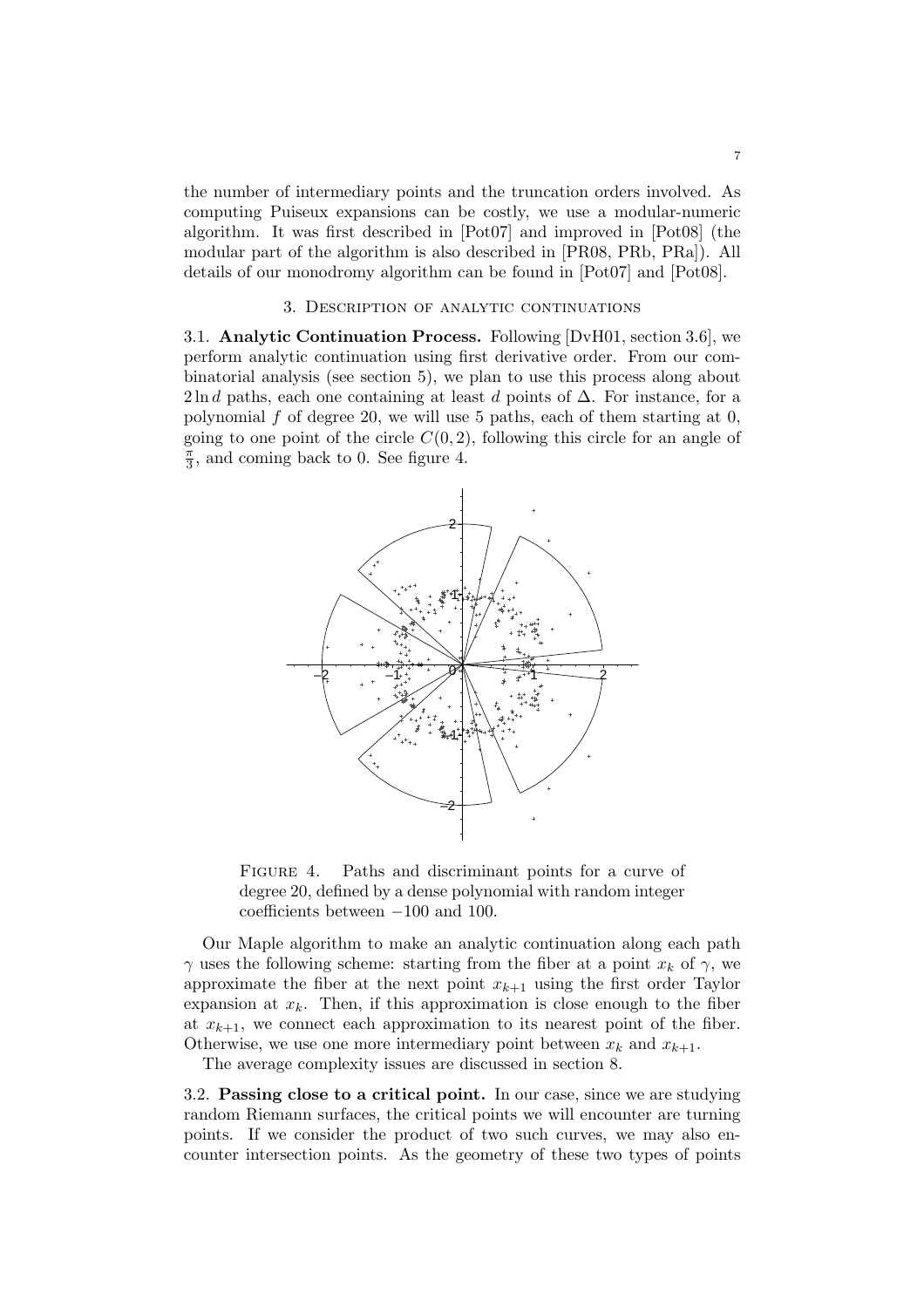the number of intermediary points and the truncation orders involved. As computing Puiseux expansions can be costly, we use a modular-numeric algorithm. It was first described in [Pot07] and improved in [Pot08] (the modular part of the algorithm is also described in [PR08, PRb, PRa]). All details of our monodromy algorithm can be found in [Pot07] and [Pot08].

## 3. Description of analytic continuations

**3.1. Analytic Continuation Process.** Following [DvH01, section 3.6], we perform analytic continuation using first derivative order. From our combinatorial analysis (see section 5), we plan to use this process along about $2 \ln d$ paths, each one containing at least $d$ points of $\Delta$. For instance, for a polynomial $f$ of degree 20, we will use 5 paths, each of them starting at 0, going to one point of the circle $C(0, 2)$, following this circle for an angle of $\frac{\pi}{3}$, and coming back to 0. See figure 4.

Figure 4. Paths and discriminant points for a curve of degree 20, defined by a dense polynomial with random integer coefficients between $-100$ and 100.

Our Maple algorithm to make an analytic continuation along each path $\gamma$ uses the following scheme: starting from the fiber at a point $x_k$ of $\gamma$, we approximate the fiber at the next point $x_{k+1}$ using the first order Taylor expansion at $x_k$. Then, if this approximation is close enough to the fiber at $x_{k+1}$, we connect each approximation to its nearest point of the fiber. Otherwise, we use one more intermediary point between $x_k$ and $x_{k+1}$.

The average complexity issues are discussed in section 8.

**3.2. Passing close to a critical point.** In our case, since we are studying random Riemann surfaces, the critical points we will encounter are turning points. If we consider the product of two such curves, we may also encounter intersection points. As the geometry of these two types of points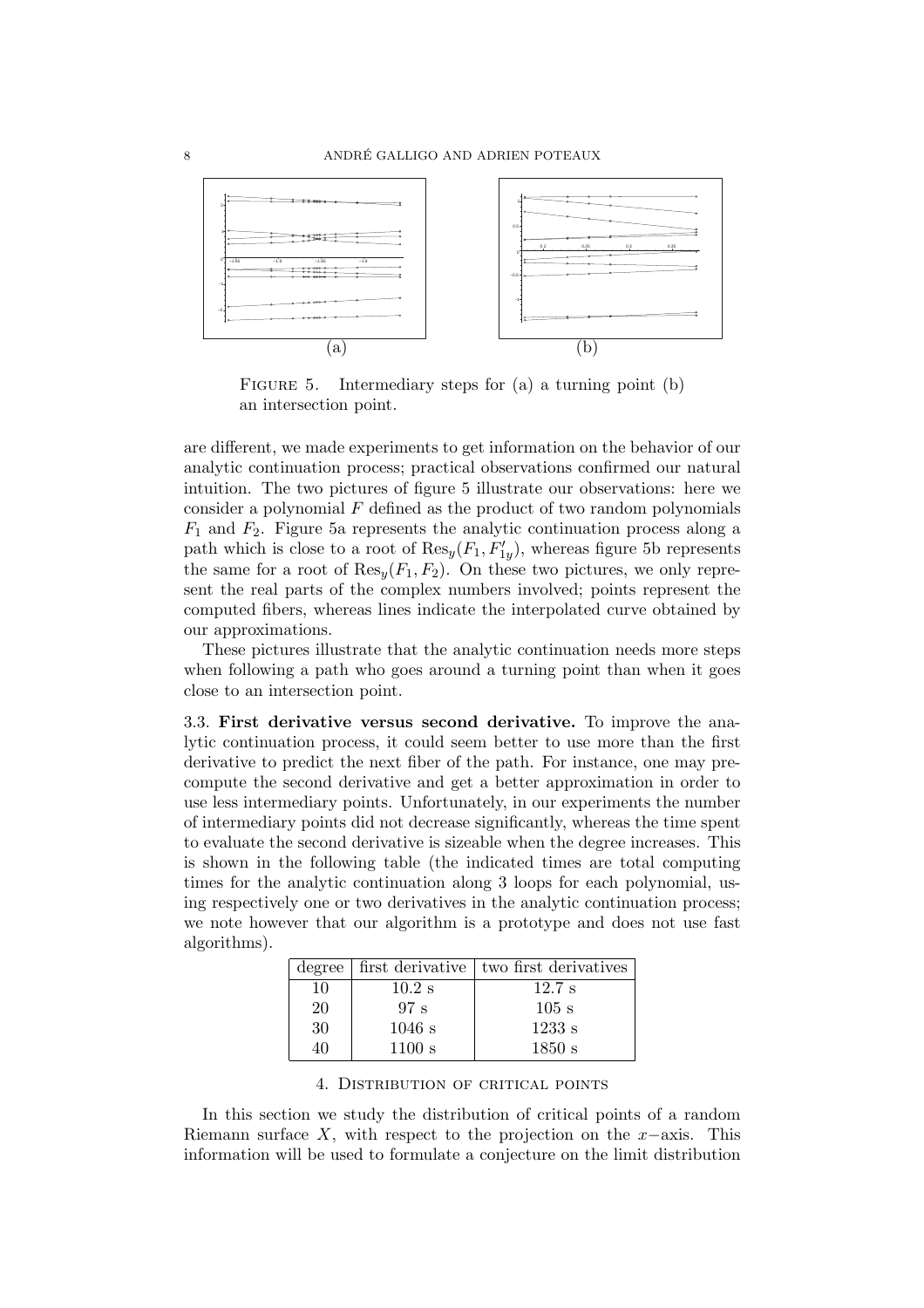FIGURE 5. Intermediary steps for (a) a turning point (b) an intersection point.

are different, we made experiments to get information on the behavior of our analytic continuation process; practical observations confirmed our natural intuition. The two pictures of figure 5 illustrate our observations: here we consider a polynomial $F$ defined as the product of two random polynomials $F_1$ and $F_2$. Figure 5a represents the analytic continuation process along a path which is close to a root of $\mathrm{Res}_y(F_1, F'_{1y})$, whereas figure 5b represents the same for a root of $\mathrm{Res}_y(F_1, F_2)$. On these two pictures, we only represent the real parts of the complex numbers involved; points represent the computed fibers, whereas lines indicate the interpolated curve obtained by our approximations.

These pictures illustrate that the analytic continuation needs more steps when following a path who goes around a turning point than when it goes close to an intersection point.

3.3. **First derivative versus second derivative.** To improve the analytic continuation process, it could seem better to use more than the first derivative to predict the next fiber of the path. For instance, one may precompute the second derivative and get a better approximation in order to use less intermediary points. Unfortunately, in our experiments the number of intermediary points did not decrease significantly, whereas the time spent to evaluate the second derivative is sizeable when the degree increases. This is shown in the following table (the indicated times are total computing times for the analytic continuation along 3 loops for each polynomial, using respectively one or two derivatives in the analytic continuation process; we note however that our algorithm is a prototype and does not use fast algorithms).

| degree | first derivative | two first derivatives |
|---|---|---|
| 10 | 10.2 s | 12.7 s |
| 20 | 97 s | 105 s |
| 30 | 1046 s | 1233 s |
| 40 | 1100 s | 1850 s |

## 4. Distribution of critical points

In this section we study the distribution of critical points of a random Riemann surface $X$, with respect to the projection on the $x-$axis. This information will be used to formulate a conjecture on the limit distribution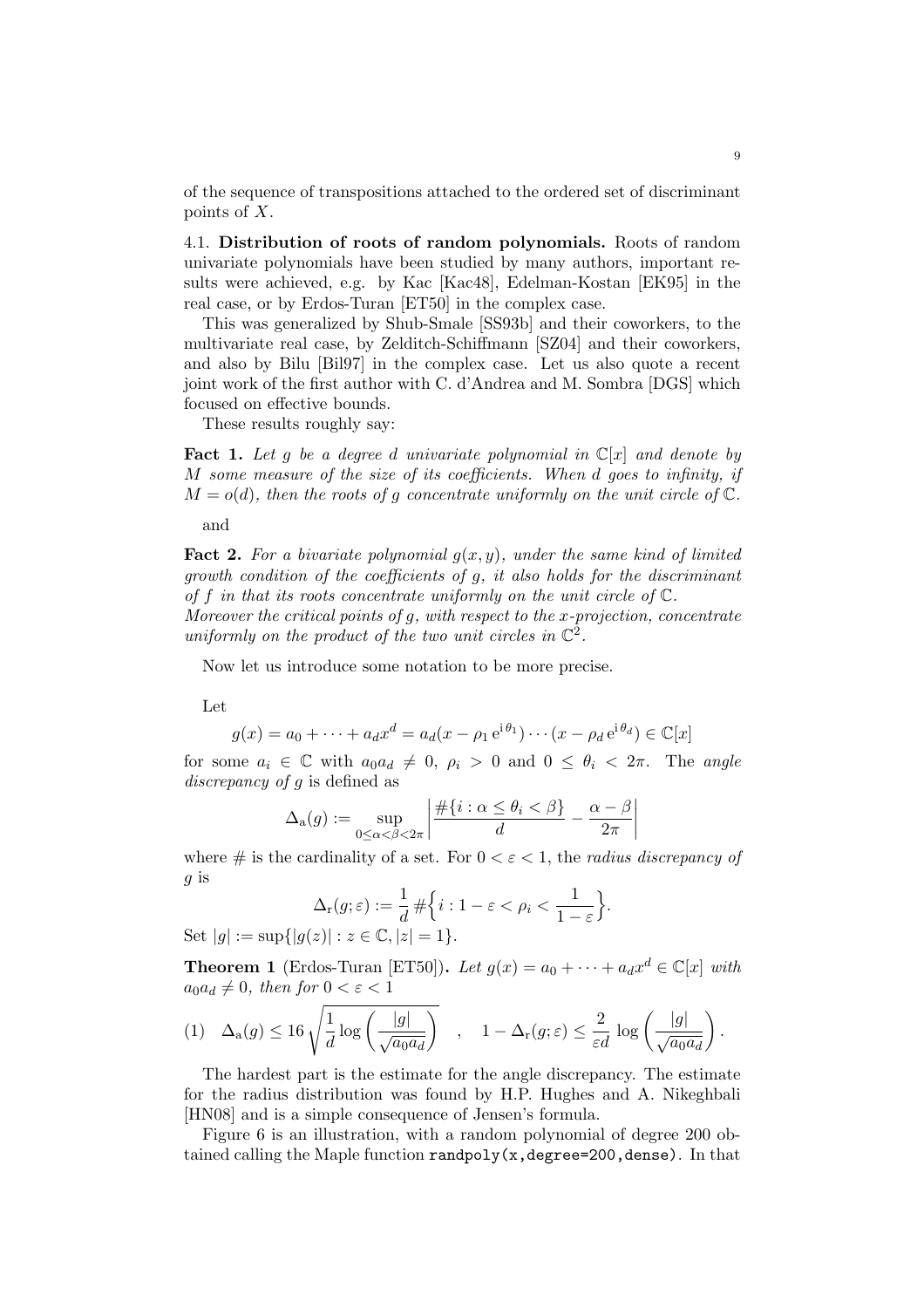of the sequence of transpositions attached to the ordered set of discriminant points of $X$.

4.1. **Distribution of roots of random polynomials.** Roots of random univariate polynomials have been studied by many authors, important results were achieved, e.g. by Kac [Kac48], Edelman-Kostan [EK95] in the real case, or by Erdos-Turan [ET50] in the complex case.

This was generalized by Shub-Smale [SS93b] and their coworkers, to the multivariate real case, by Zelditch-Schiffmann [SZ04] and their coworkers, and also by Bilu [Bil97] in the complex case. Let us also quote a recent joint work of the first author with C. d'Andrea and M. Sombra [DGS] which focused on effective bounds.

These results roughly say:

**Fact 1.** *Let $g$ be a degree $d$ univariate polynomial in $\mathbb{C}[x]$ and denote by $M$ some measure of the size of its coefficients. When $d$ goes to infinity, if $M = o(d)$, then the roots of $g$ concentrate uniformly on the unit circle of $\mathbb{C}$.*

and

**Fact 2.** *For a bivariate polynomial $g(x, y)$, under the same kind of limited growth condition of the coefficients of $g$, it also holds for the discriminant of $f$ in that its roots concentrate uniformly on the unit circle of $\mathbb{C}$. Moreover the critical points of $g$, with respect to the $x$-projection, concentrate uniformly on the product of the two unit circles in $\mathbb{C}^2$.*

Now let us introduce some notation to be more precise.

Let

$$g(x) = a_0 + \cdots + a_d x^d = a_d(x - \rho_1 \, e^{i\,\theta_1}) \cdots (x - \rho_d \, e^{i\,\theta_d}) \in \mathbb{C}[x]$$

for some $a_i \in \mathbb{C}$ with $a_0 a_d \neq 0$, $\rho_i > 0$ and $0 \leq \theta_i < 2\pi$. The *angle discrepancy of $g$* is defined as

$$\Delta_{\mathrm{a}}(g) := \sup_{0 \leq \alpha < \beta < 2\pi} \left| \frac{\#\{i : \alpha \leq \theta_i < \beta\}}{d} - \frac{\alpha - \beta}{2\pi} \right|$$

where $\#$ is the cardinality of a set. For $0 < \varepsilon < 1$, the *radius discrepancy of $g$* is

$$\Delta_{\mathrm{r}}(g; \varepsilon) := \frac{1}{d} \, \#\Big\{ i : 1 - \varepsilon < \rho_i < \frac{1}{1 - \varepsilon} \Big\}.$$

Set $|g| := \sup\{|g(z)| : z \in \mathbb{C}, |z| = 1\}$.

**Theorem 1** (Erdos-Turan [ET50])**.** *Let $g(x) = a_0 + \cdots + a_d x^d \in \mathbb{C}[x]$ with $a_0 a_d \neq 0$, then for $0 < \varepsilon < 1$*

$$(1) \quad \Delta_{\mathrm{a}}(g) \leq 16 \sqrt{\frac{1}{d} \log\left( \frac{|g|}{\sqrt{a_0 a_d}} \right)} \quad , \quad 1 - \Delta_{\mathrm{r}}(g; \varepsilon) \leq \frac{2}{\varepsilon d} \, \log\left( \frac{|g|}{\sqrt{a_0 a_d}} \right).$$

The hardest part is the estimate for the angle discrepancy. The estimate for the radius distribution was found by H.P. Hughes and A. Nikeghbali [HN08] and is a simple consequence of Jensen's formula.

Figure 6 is an illustration, with a random polynomial of degree 200 obtained calling the Maple function `randpoly(x,degree=200,dense)`. In that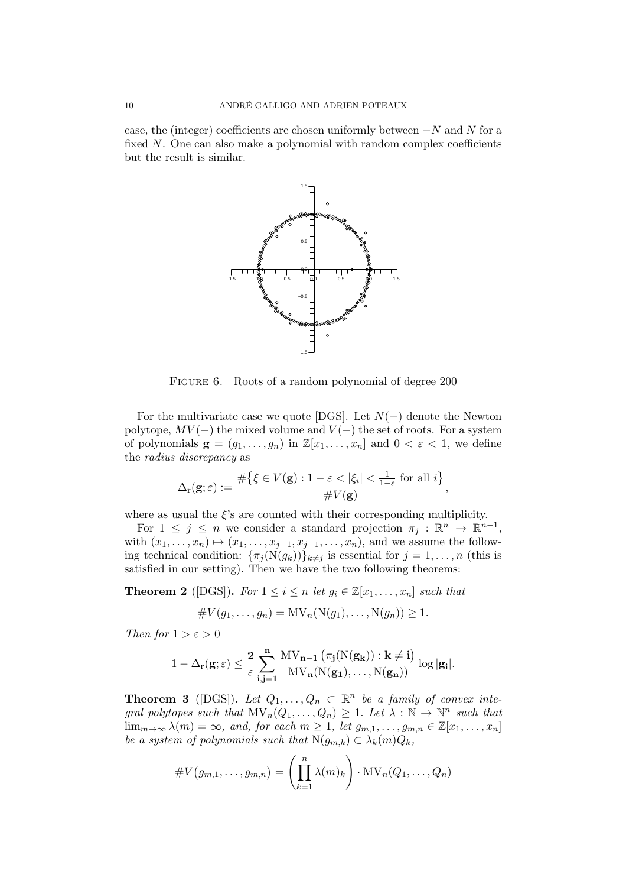case, the (integer) coefficients are chosen uniformly between $-N$ and $N$ for a fixed $N$. One can also make a polynomial with random complex coefficients but the result is similar.

Figure 6. Roots of a random polynomial of degree 200

For the multivariate case we quote [DGS]. Let $N(-)$ denote the Newton polytope, $MV(-)$ the mixed volume and $V(-)$ the set of roots. For a system of polynomials $\mathbf{g} = (g_1, \dots, g_n)$ in $\mathbb{Z}[x_1, \dots, x_n]$ and $0 < \varepsilon < 1$, we define the *radius discrepancy* as

$$\Delta_{\mathrm{r}}(\mathbf{g}; \varepsilon) := \frac{\#\{\xi \in V(\mathbf{g}) : 1 - \varepsilon < |\xi_i| < \frac{1}{1-\varepsilon} \text{ for all } i\}}{\# V(\mathbf{g})},$$

where as usual the $\xi$'s are counted with their corresponding multiplicity.

For $1 \leq j \leq n$ we consider a standard projection $\pi_j : \mathbb{R}^n \to \mathbb{R}^{n-1}$, with $(x_1, \dots, x_n) \mapsto (x_1, \dots, x_{j-1}, x_{j+1}, \dots, x_n)$, and we assume the following technical condition: $\{\pi_j(\mathrm{N}(g_k))\}_{k \neq j}$ is essential for $j = 1, \dots, n$ (this is satisfied in our setting). Then we have the two following theorems:

**Theorem 2** ([DGS])**.** *For $1 \leq i \leq n$ let $g_i \in \mathbb{Z}[x_1, \dots, x_n]$ such that*

$$\# V(g_1, \dots, g_n) = \mathrm{MV}_n(\mathrm{N}(g_1), \dots, \mathrm{N}(g_n)) \geq 1.$$

*Then for $1 > \varepsilon > 0$*

$$1 - \Delta_{\mathrm{r}}(\mathbf{g}; \varepsilon) \leq \frac{\mathbf{2}}{\varepsilon} \sum_{\mathbf{i},\mathbf{j}=\mathbf{1}}^{\mathbf{n}} \frac{\mathrm{MV}_{\mathbf{n-1}}\left(\pi_{\mathbf{j}}(\mathrm{N}(\mathbf{g_k})) : \mathbf{k} \neq \mathbf{i}\right)}{\mathrm{MV}_{\mathbf{n}}(\mathrm{N}(\mathbf{g_1}), \dots, \mathrm{N}(\mathbf{g_n}))} \log |\mathbf{g_i}|.$$

**Theorem 3** ([DGS])**.** *Let $Q_1, \dots, Q_n \subset \mathbb{R}^n$ be a family of convex integral polytopes such that $\mathrm{MV}_n(Q_1, \dots, Q_n) \geq 1$. Let $\lambda : \mathbb{N} \to \mathbb{N}^n$ such that $\lim_{m \to \infty} \lambda(m) = \infty$, and, for each $m \geq 1$, let $g_{m,1}, \dots, g_{m,n} \in \mathbb{Z}[x_1, \dots, x_n]$ be a system of polynomials such that $\mathrm{N}(g_{m,k}) \subset \lambda_k(m) Q_k$,*

$$\# V\big(g_{m,1}, \dots, g_{m,n}\big) = \left(\prod_{k=1}^{n} \lambda(m)_k\right) \cdot \mathrm{MV}_n(Q_1, \dots, Q_n)$$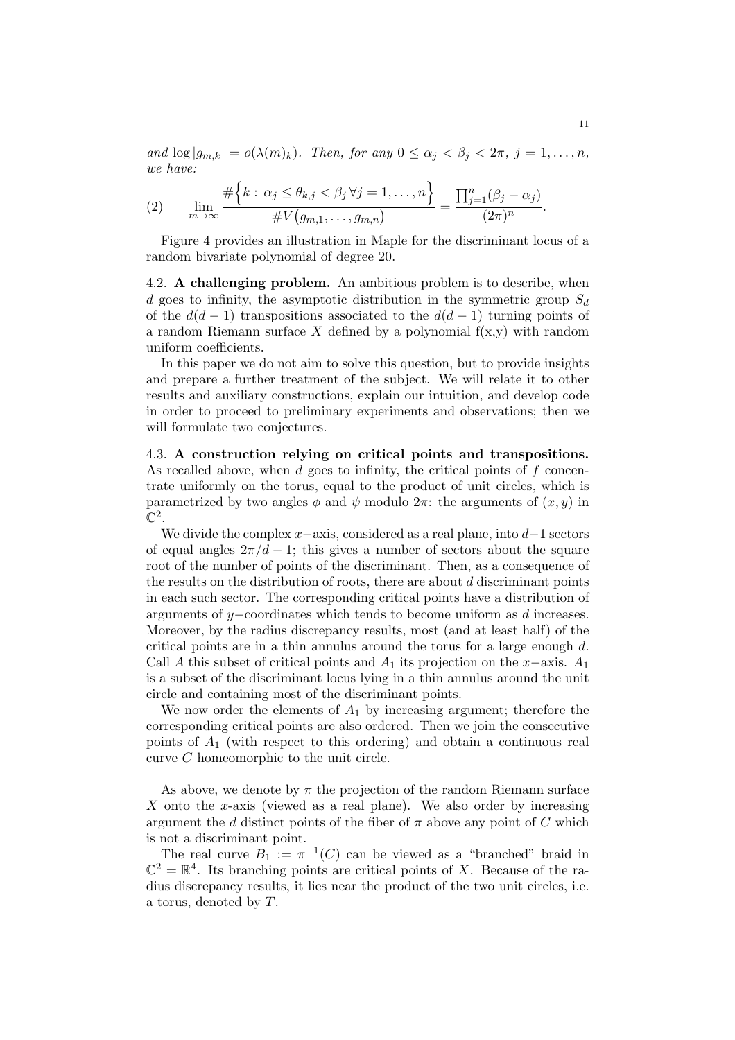*and* $\log |g_{m,k}| = o(\lambda(m)_k)$. *Then, for any* $0 \le \alpha_j < \beta_j < 2\pi$, $j = 1, \ldots, n$, *we have:*

$$\lim_{m\to\infty} \frac{\#\Big\{k : \alpha_j \le \theta_{k,j} < \beta_j \,\forall j = 1, \ldots, n\Big\}}{\#V\big(g_{m,1}, \ldots, g_{m,n}\big)} = \frac{\prod_{j=1}^{n}(\beta_j - \alpha_j)}{(2\pi)^n}. \tag{2}$$

Figure 4 provides an illustration in Maple for the discriminant locus of a random bivariate polynomial of degree 20.

4.2. **A challenging problem.** An ambitious problem is to describe, when $d$ goes to infinity, the asymptotic distribution in the symmetric group $S_d$ of the $d(d-1)$ transpositions associated to the $d(d-1)$ turning points of a random Riemann surface $X$ defined by a polynomial f(x,y) with random uniform coefficients.

In this paper we do not aim to solve this question, but to provide insights and prepare a further treatment of the subject. We will relate it to other results and auxiliary constructions, explain our intuition, and develop code in order to proceed to preliminary experiments and observations; then we will formulate two conjectures.

4.3. **A construction relying on critical points and transpositions.** As recalled above, when $d$ goes to infinity, the critical points of $f$ concentrate uniformly on the torus, equal to the product of unit circles, which is parametrized by two angles $\phi$ and $\psi$ modulo $2\pi$: the arguments of $(x, y)$ in $\mathbb{C}^2$.

We divide the complex $x-$axis, considered as a real plane, into $d-1$ sectors of equal angles $2\pi/d-1$; this gives a number of sectors about the square root of the number of points of the discriminant. Then, as a consequence of the results on the distribution of roots, there are about $d$ discriminant points in each such sector. The corresponding critical points have a distribution of arguments of $y-$coordinates which tends to become uniform as $d$ increases. Moreover, by the radius discrepancy results, most (and at least half) of the critical points are in a thin annulus around the torus for a large enough $d$. Call $A$ this subset of critical points and $A_1$ its projection on the $x-$axis. $A_1$ is a subset of the discriminant locus lying in a thin annulus around the unit circle and containing most of the discriminant points.

We now order the elements of $A_1$ by increasing argument; therefore the corresponding critical points are also ordered. Then we join the consecutive points of $A_1$ (with respect to this ordering) and obtain a continuous real curve $C$ homeomorphic to the unit circle.

As above, we denote by $\pi$ the projection of the random Riemann surface $X$ onto the $x$-axis (viewed as a real plane). We also order by increasing argument the $d$ distinct points of the fiber of $\pi$ above any point of $C$ which is not a discriminant point.

The real curve $B_1 := \pi^{-1}(C)$ can be viewed as a "branched" braid in $\mathbb{C}^2 = \mathbb{R}^4$. Its branching points are critical points of $X$. Because of the radius discrepancy results, it lies near the product of the two unit circles, i.e. a torus, denoted by $T$.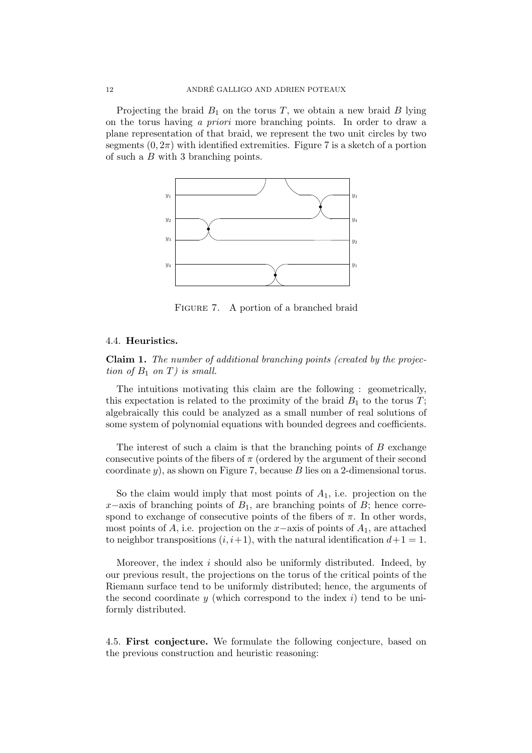Projecting the braid $B_1$ on the torus $T$, we obtain a new braid $B$ lying on the torus having *a priori* more branching points. In order to draw a plane representation of that braid, we represent the two unit circles by two segments $(0, 2\pi)$ with identified extremities. Figure 7 is a sketch of a portion of such a $B$ with 3 branching points.

Figure 7. A portion of a branched braid

### 4.4. Heuristics.

**Claim 1.** *The number of additional branching points (created by the projection of $B_1$ on $T$) is small.*

The intuitions motivating this claim are the following : geometrically, this expectation is related to the proximity of the braid $B_1$ to the torus $T$; algebraically this could be analyzed as a small number of real solutions of some system of polynomial equations with bounded degrees and coefficients.

The interest of such a claim is that the branching points of $B$ exchange consecutive points of the fibers of $\pi$ (ordered by the argument of their second coordinate $y$), as shown on Figure 7, because $B$ lies on a 2-dimensional torus.

So the claim would imply that most points of $A_1$, i.e. projection on the $x$−axis of branching points of $B_1$, are branching points of $B$; hence correspond to exchange of consecutive points of the fibers of $\pi$. In other words, most points of $A$, i.e. projection on the $x$−axis of points of $A_1$, are attached to neighbor transpositions $(i, i+1)$, with the natural identification $d+1 = 1$.

Moreover, the index $i$ should also be uniformly distributed. Indeed, by our previous result, the projections on the torus of the critical points of the Riemann surface tend to be uniformly distributed; hence, the arguments of the second coordinate $y$ (which correspond to the index $i$) tend to be uniformly distributed.

### 4.5. First conjecture.

We formulate the following conjecture, based on the previous construction and heuristic reasoning: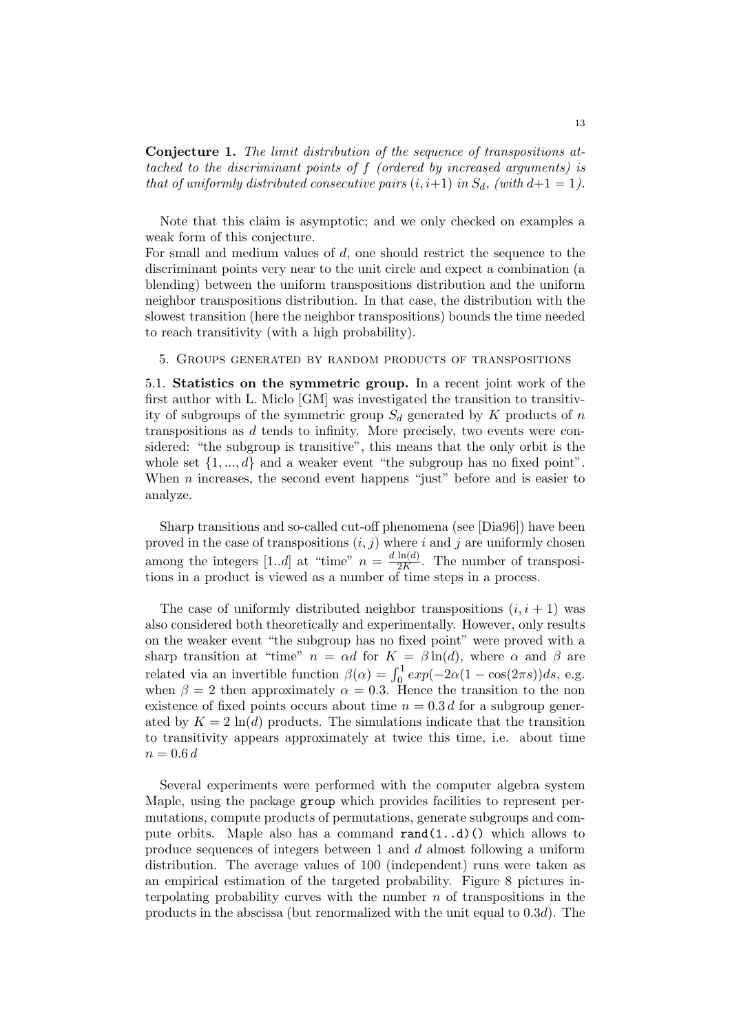**Conjecture 1.** *The limit distribution of the sequence of transpositions attached to the discriminant points of $f$ (ordered by increased arguments) is that of uniformly distributed consecutive pairs $(i, i+1)$ in $S_d$, (with $d+1 = 1$).*

Note that this claim is asymptotic; and we only checked on examples a weak form of this conjecture.
For small and medium values of $d$, one should restrict the sequence to the discriminant points very near to the unit circle and expect a combination (a blending) between the uniform transpositions distribution and the uniform neighbor transpositions distribution. In that case, the distribution with the slowest transition (here the neighbor transpositions) bounds the time needed to reach transitivity (with a high probability).

## 5. Groups generated by random products of transpositions

**5.1. Statistics on the symmetric group.** In a recent joint work of the first author with L. Miclo [GM] was investigated the transition to transitivity of subgroups of the symmetric group $S_d$ generated by $K$ products of $n$ transpositions as $d$ tends to infinity. More precisely, two events were considered: "the subgroup is transitive", this means that the only orbit is the whole set $\{1, ..., d\}$ and a weaker event "the subgroup has no fixed point". When $n$ increases, the second event happens "just" before and is easier to analyze.

Sharp transitions and so-called cut-off phenomena (see [Dia96]) have been proved in the case of transpositions $(i, j)$ where $i$ and $j$ are uniformly chosen among the integers $[1..d]$ at "time" $n = \frac{d \ln(d)}{2K}$. The number of transpositions in a product is viewed as a number of time steps in a process.

The case of uniformly distributed neighbor transpositions $(i, i+1)$ was also considered both theoretically and experimentally. However, only results on the weaker event "the subgroup has no fixed point" were proved with a sharp transition at "time" $n = \alpha d$ for $K = \beta \ln(d)$, where $\alpha$ and $\beta$ are related via an invertible function $\beta(\alpha) = \int_0^1 exp(-2\alpha(1 - \cos(2\pi s))ds$, e.g. when $\beta = 2$ then approximately $\alpha = 0.3$. Hence the transition to the non existence of fixed points occurs about time $n = 0.3\, d$ for a subgroup generated by $K = 2\, \ln(d)$ products. The simulations indicate that the transition to transitivity appears approximately at twice this time, i.e. about time $n = 0.6\, d$

Several experiments were performed with the computer algebra system Maple, using the package `group` which provides facilities to represent permutations, compute products of permutations, generate subgroups and compute orbits. Maple also has a command `rand(1..d)()` which allows to produce sequences of integers between 1 and $d$ almost following a uniform distribution. The average values of 100 (independent) runs were taken as an empirical estimation of the targeted probability. Figure 8 pictures interpolating probability curves with the number $n$ of transpositions in the products in the abscissa (but renormalized with the unit equal to $0.3d$). The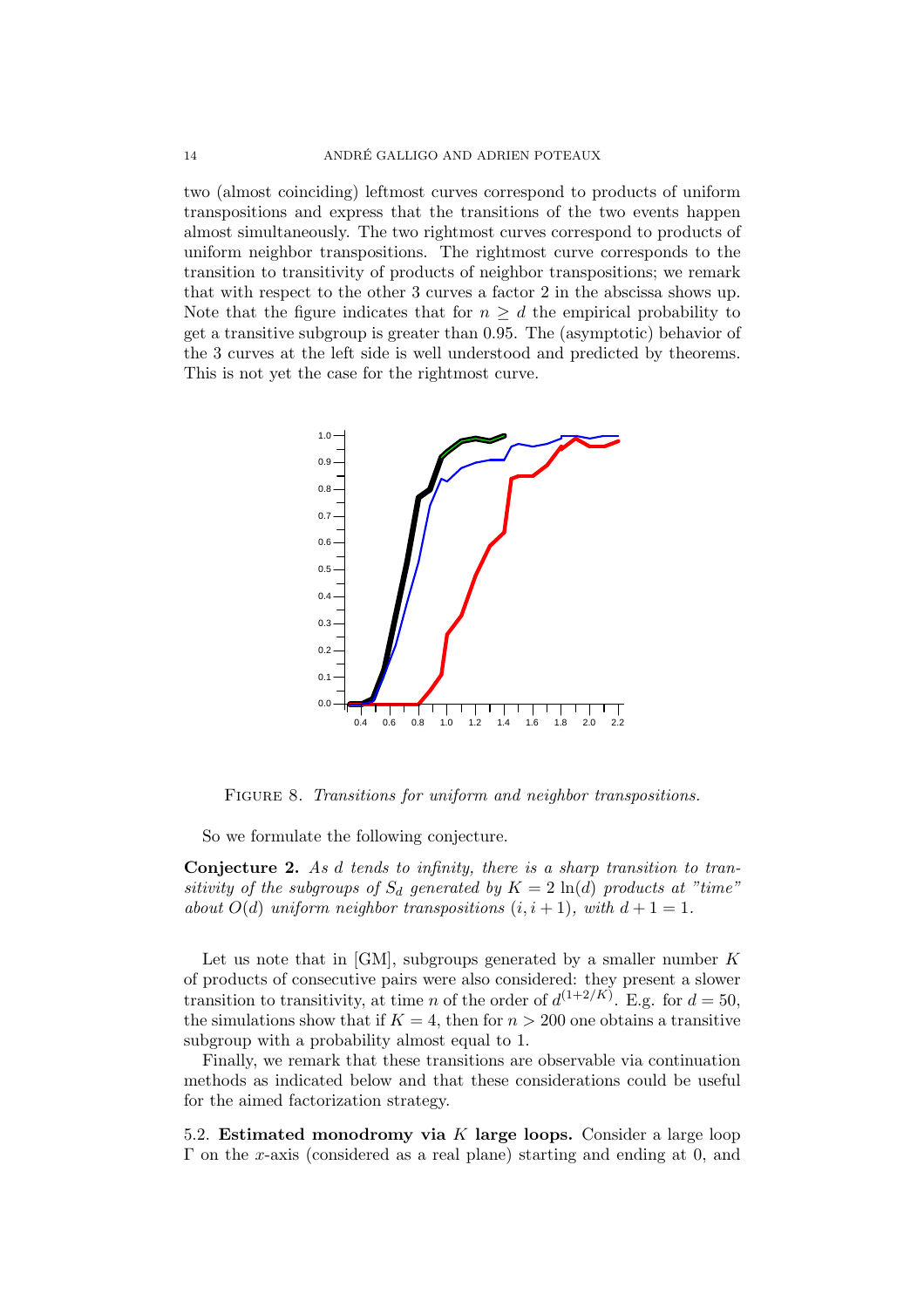two (almost coinciding) leftmost curves correspond to products of uniform transpositions and express that the transitions of the two events happen almost simultaneously. The two rightmost curves correspond to products of uniform neighbor transpositions. The rightmost curve corresponds to the transition to transitivity of products of neighbor transpositions; we remark that with respect to the other 3 curves a factor 2 in the abscissa shows up. Note that the figure indicates that for $n \geq d$ the empirical probability to get a transitive subgroup is greater than 0.95. The (asymptotic) behavior of the 3 curves at the left side is well understood and predicted by theorems. This is not yet the case for the rightmost curve.

FIGURE 8. *Transitions for uniform and neighbor transpositions.*

So we formulate the following conjecture.

**Conjecture 2.** *As $d$ tends to infinity, there is a sharp transition to transitivity of the subgroups of $S_d$ generated by $K = 2\ln(d)$ products at "time" about $O(d)$ uniform neighbor transpositions $(i, i+1)$, with $d+1 = 1$.*

Let us note that in [GM], subgroups generated by a smaller number $K$ of products of consecutive pairs were also considered: they present a slower transition to transitivity, at time $n$ of the order of $d^{(1+2/K)}$. E.g. for $d = 50$, the simulations show that if $K = 4$, then for $n > 200$ one obtains a transitive subgroup with a probability almost equal to 1.

Finally, we remark that these transitions are observable via continuation methods as indicated below and that these considerations could be useful for the aimed factorization strategy.

5.2. **Estimated monodromy via $K$ large loops.** Consider a large loop $\Gamma$ on the $x$-axis (considered as a real plane) starting and ending at 0, and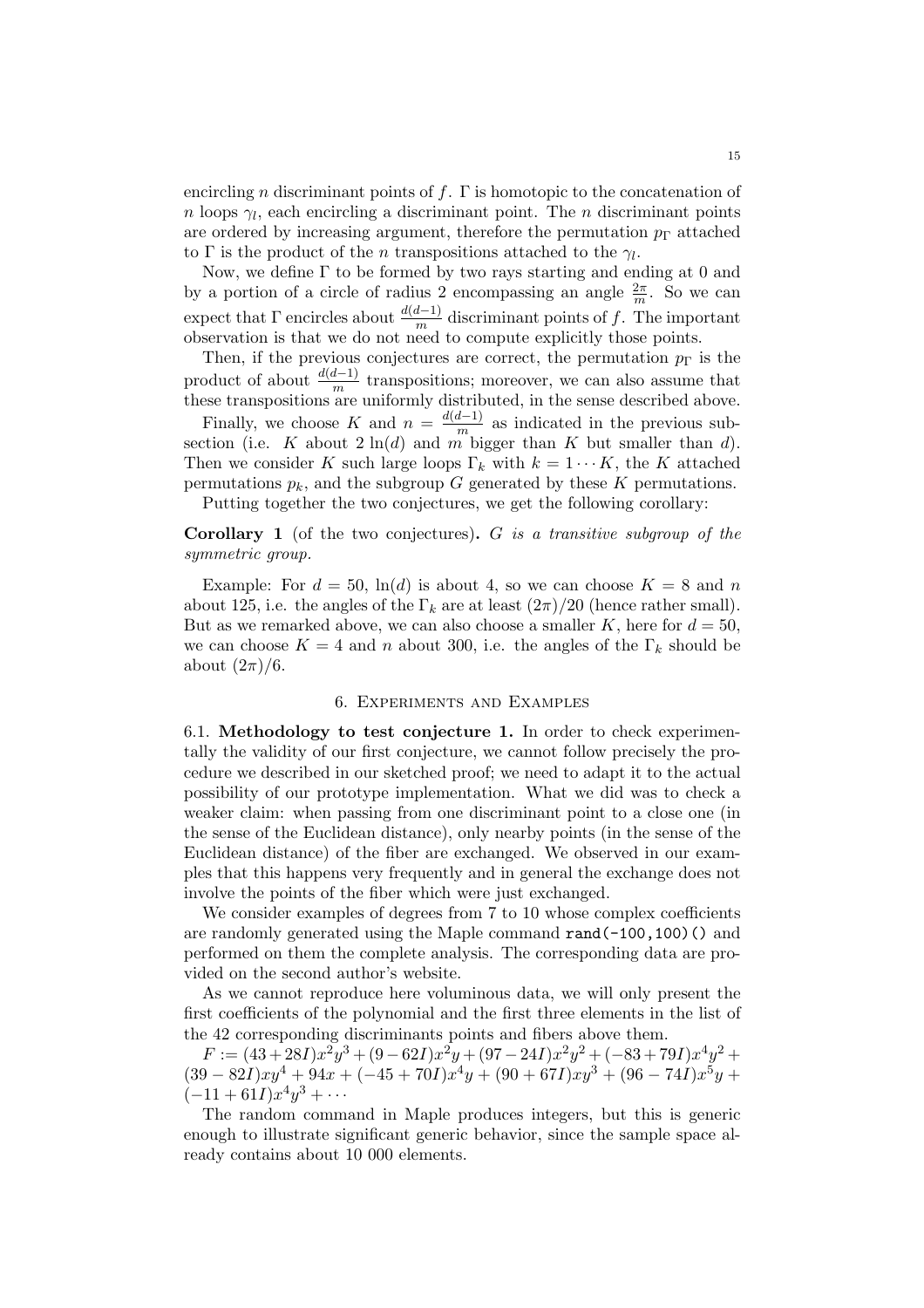encircling $n$ discriminant points of $f$. $\Gamma$ is homotopic to the concatenation of $n$ loops $\gamma_l$, each encircling a discriminant point. The $n$ discriminant points are ordered by increasing argument, therefore the permutation $p_\Gamma$ attached to $\Gamma$ is the product of the $n$ transpositions attached to the $\gamma_l$.

Now, we define $\Gamma$ to be formed by two rays starting and ending at 0 and by a portion of a circle of radius 2 encompassing an angle $\frac{2\pi}{m}$. So we can expect that $\Gamma$ encircles about $\frac{d(d-1)}{m}$ discriminant points of $f$. The important observation is that we do not need to compute explicitly those points.

Then, if the previous conjectures are correct, the permutation $p_\Gamma$ is the product of about $\frac{d(d-1)}{m}$ transpositions; moreover, we can also assume that these transpositions are uniformly distributed, in the sense described above.

Finally, we choose $K$ and $n = \frac{d(d-1)}{m}$ as indicated in the previous subsection (i.e. $K$ about $2\ln(d)$ and $m$ bigger than $K$ but smaller than $d$). Then we consider $K$ such large loops $\Gamma_k$ with $k = 1 \cdots K$, the $K$ attached permutations $p_k$, and the subgroup $G$ generated by these $K$ permutations.

Putting together the two conjectures, we get the following corollary:

**Corollary 1** (of the two conjectures)**.** *$G$ is a transitive subgroup of the symmetric group.*

Example: For $d = 50$, $\ln(d)$ is about 4, so we can choose $K = 8$ and $n$ about 125, i.e. the angles of the $\Gamma_k$ are at least $(2\pi)/20$ (hence rather small). But as we remarked above, we can also choose a smaller $K$, here for $d = 50$, we can choose $K = 4$ and $n$ about 300, i.e. the angles of the $\Gamma_k$ should be about $(2\pi)/6$.

## 6. Experiments and Examples

6.1. **Methodology to test conjecture 1.** In order to check experimentally the validity of our first conjecture, we cannot follow precisely the procedure we described in our sketched proof; we need to adapt it to the actual possibility of our prototype implementation. What we did was to check a weaker claim: when passing from one discriminant point to a close one (in the sense of the Euclidean distance), only nearby points (in the sense of the Euclidean distance) of the fiber are exchanged. We observed in our examples that this happens very frequently and in general the exchange does not involve the points of the fiber which were just exchanged.

We consider examples of degrees from 7 to 10 whose complex coefficients are randomly generated using the Maple command `rand(-100,100)()` and performed on them the complete analysis. The corresponding data are provided on the second author's website.

As we cannot reproduce here voluminous data, we will only present the first coefficients of the polynomial and the first three elements in the list of the 42 corresponding discriminants points and fibers above them.

$F := (43+28I)x^2y^3 + (9-62I)x^2y + (97-24I)x^2y^2 + (-83+79I)x^4y^2 + (39-82I)xy^4 + 94x + (-45+70I)x^4y + (90+67I)xy^3 + (96-74I)x^5y + (-11+61I)x^4y^3 + \cdots$

The random command in Maple produces integers, but this is generic enough to illustrate significant generic behavior, since the sample space already contains about 10 000 elements.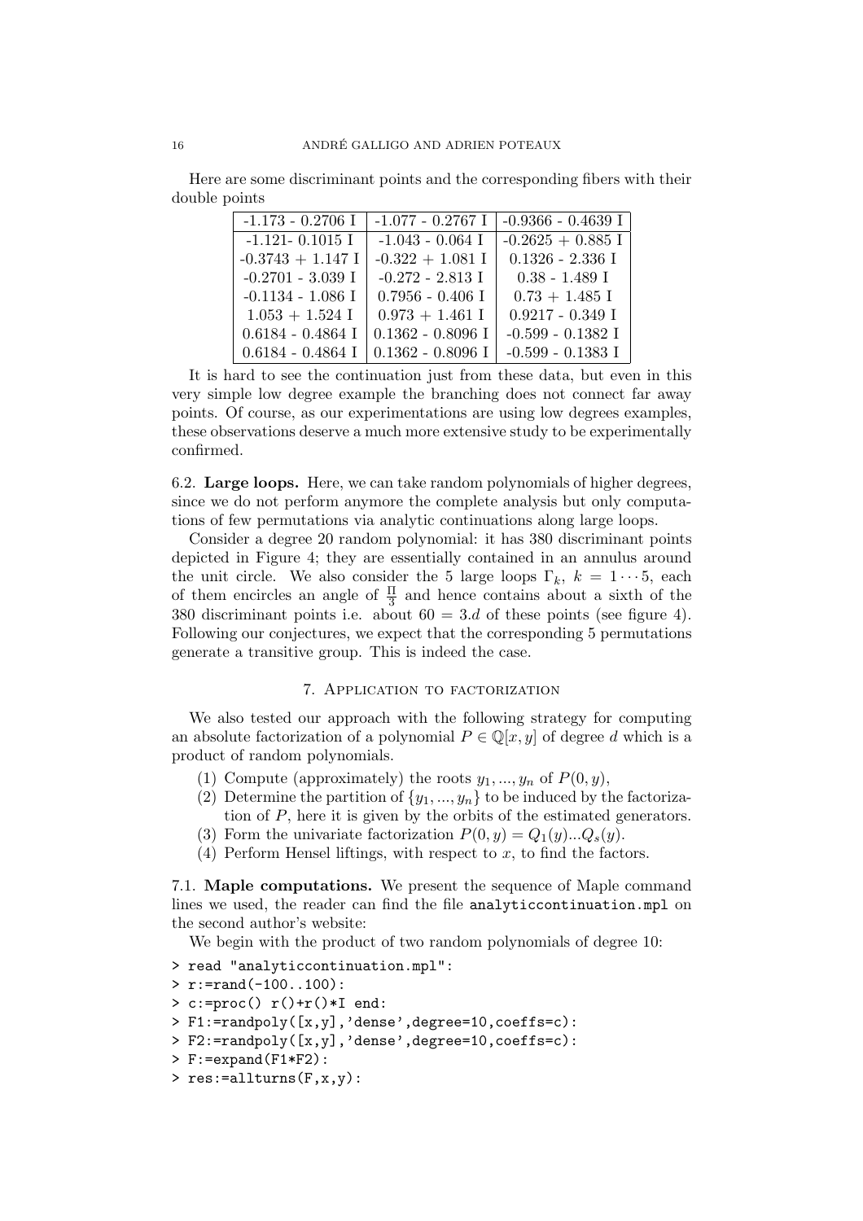Here are some discriminant points and the corresponding fibers with their double points

| -1.173 - 0.2706 I | -1.077 - 0.2767 I | -0.9366 - 0.4639 I |
|---|---|---|
| -1.121- 0.1015 I | -1.043 - 0.064 I | -0.2625 + 0.885 I |
| -0.3743 + 1.147 I | -0.322 + 1.081 I | 0.1326 - 2.336 I |
| -0.2701 - 3.039 I | -0.272 - 2.813 I | 0.38 - 1.489 I |
| -0.1134 - 1.086 I | 0.7956 - 0.406 I | 0.73 + 1.485 I |
| 1.053 + 1.524 I | 0.973 + 1.461 I | 0.9217 - 0.349 I |
| 0.6184 - 0.4864 I | 0.1362 - 0.8096 I | -0.599 - 0.1382 I |
| 0.6184 - 0.4864 I | 0.1362 - 0.8096 I | -0.599 - 0.1383 I |

It is hard to see the continuation just from these data, but even in this very simple low degree example the branching does not connect far away points. Of course, as our experimentations are using low degrees examples, these observations deserve a much more extensive study to be experimentally confirmed.

**6.2. Large loops.** Here, we can take random polynomials of higher degrees, since we do not perform anymore the complete analysis but only computations of few permutations via analytic continuations along large loops.

Consider a degree 20 random polynomial: it has 380 discriminant points depicted in Figure 4; they are essentially contained in an annulus around the unit circle. We also consider the 5 large loops $\Gamma_k$, $k = 1 \cdots 5$, each of them encircles an angle of $\frac{\Pi}{3}$ and hence contains about a sixth of the 380 discriminant points i.e. about $60 = 3.d$ of these points (see figure 4). Following our conjectures, we expect that the corresponding 5 permutations generate a transitive group. This is indeed the case.

## 7. Application to factorization

We also tested our approach with the following strategy for computing an absolute factorization of a polynomial $P \in \mathbb{Q}[x, y]$ of degree $d$ which is a product of random polynomials.

1. Compute (approximately) the roots $y_1, ..., y_n$ of $P(0, y)$,
2. Determine the partition of $\{y_1, ..., y_n\}$ to be induced by the factorization of $P$, here it is given by the orbits of the estimated generators.
3. Form the univariate factorization $P(0, y) = Q_1(y)...Q_s(y)$.
4. Perform Hensel liftings, with respect to $x$, to find the factors.

**7.1. Maple computations.** We present the sequence of Maple command lines we used, the reader can find the file `analyticcontinuation.mpl` on the second author's website:

We begin with the product of two random polynomials of degree 10:

```
> read "analyticcontinuation.mpl":
> r:=rand(-100..100):
> c:=proc() r()+r()*I end:
> F1:=randpoly([x,y],'dense',degree=10,coeffs=c):
> F2:=randpoly([x,y],'dense',degree=10,coeffs=c):
> F:=expand(F1*F2):
> res:=allturns(F,x,y):
```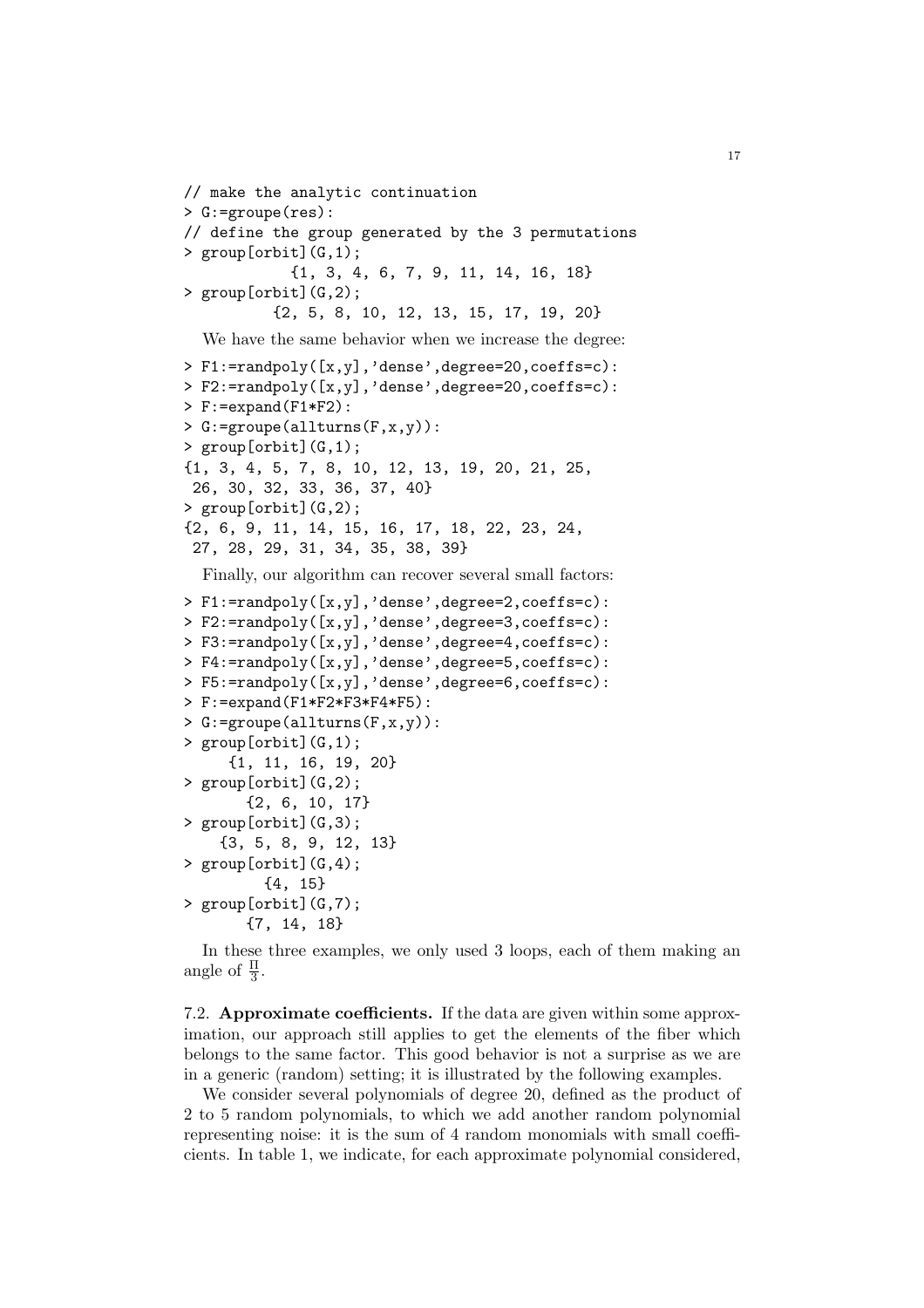```
// make the analytic continuation
> G:=groupe(res):
// define the group generated by the 3 permutations
> group[orbit](G,1);
            {1, 3, 4, 6, 7, 9, 11, 14, 16, 18}
> group[orbit](G,2);
          {2, 5, 8, 10, 12, 13, 15, 17, 19, 20}
```

We have the same behavior when we increase the degree:

```
> F1:=randpoly([x,y],'dense',degree=20,coeffs=c):
> F2:=randpoly([x,y],'dense',degree=20,coeffs=c):
> F:=expand(F1*F2):
> G:=groupe(allturns(F,x,y)):
> group[orbit](G,1);
{1, 3, 4, 5, 7, 8, 10, 12, 13, 19, 20, 21, 25,
 26, 30, 32, 33, 36, 37, 40}
> group[orbit](G,2);
{2, 6, 9, 11, 14, 15, 16, 17, 18, 22, 23, 24,
 27, 28, 29, 31, 34, 35, 38, 39}
```

Finally, our algorithm can recover several small factors:

```
> F1:=randpoly([x,y],'dense',degree=2,coeffs=c):
> F2:=randpoly([x,y],'dense',degree=3,coeffs=c):
> F3:=randpoly([x,y],'dense',degree=4,coeffs=c):
> F4:=randpoly([x,y],'dense',degree=5,coeffs=c):
> F5:=randpoly([x,y],'dense',degree=6,coeffs=c):
> F:=expand(F1*F2*F3*F4*F5):
> G:=groupe(allturns(F,x,y)):
> group[orbit](G,1);
     {1, 11, 16, 19, 20}
> group[orbit](G,2);
       {2, 6, 10, 17}
> group[orbit](G,3);
    {3, 5, 8, 9, 12, 13}
> group[orbit](G,4);
         {4, 15}
> group[orbit](G,7);
       {7, 14, 18}
```

In these three examples, we only used 3 loops, each of them making an angle of $\frac{\Pi}{3}$.

**7.2. Approximate coefficients.** If the data are given within some approximation, our approach still applies to get the elements of the fiber which belongs to the same factor. This good behavior is not a surprise as we are in a generic (random) setting; it is illustrated by the following examples.

We consider several polynomials of degree 20, defined as the product of 2 to 5 random polynomials, to which we add another random polynomial representing noise: it is the sum of 4 random monomials with small coefficients. In table 1, we indicate, for each approximate polynomial considered,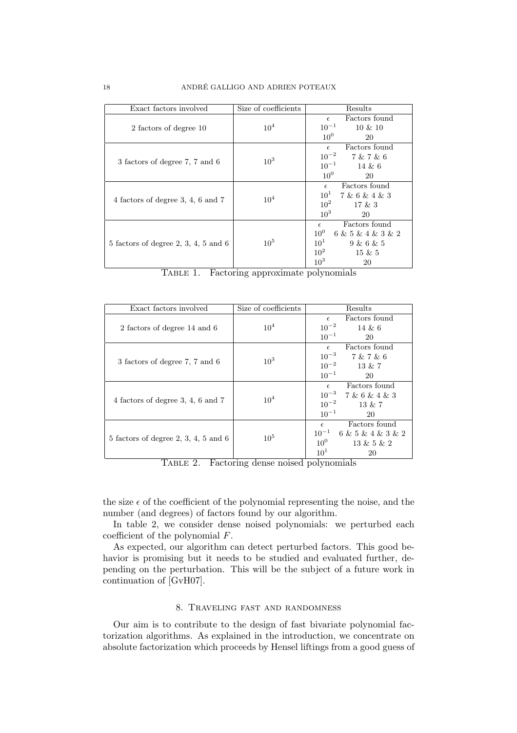| Exact factors involved | Size of coefficients | Results | |
|---|---|---|---|
| 2 factors of degree 10 | $10^4$ | $\epsilon$ | Factors found |
| | | $10^{-1}$ | 10 & 10 |
| | | $10^0$ | 20 |
| 3 factors of degree 7, 7 and 6 | $10^3$ | $\epsilon$ | Factors found |
| | | $10^{-2}$ | 7 & 7 & 6 |
| | | $10^{-1}$ | 14 & 6 |
| | | $10^0$ | 20 |
| 4 factors of degree 3, 4, 6 and 7 | $10^4$ | $\epsilon$ | Factors found |
| | | $10^1$ | 7 & 6 & 4 & 3 |
| | | $10^2$ | 17 & 3 |
| | | $10^3$ | 20 |
| 5 factors of degree 2, 3, 4, 5 and 6 | $10^5$ | $\epsilon$ | Factors found |
| | | $10^0$ | 6 & 5 & 4 & 3 & 2 |
| | | $10^1$ | 9 & 6 & 5 |
| | | $10^2$ | 15 & 5 |
| | | $10^3$ | 20 |

TABLE 1. Factoring approximate polynomials

| Exact factors involved | Size of coefficients | Results | |
|---|---|---|---|
| 2 factors of degree 14 and 6 | $10^4$ | $\epsilon$ | Factors found |
| | | $10^{-2}$ | 14 & 6 |
| | | $10^{-1}$ | 20 |
| 3 factors of degree 7, 7 and 6 | $10^3$ | $\epsilon$ | Factors found |
| | | $10^{-3}$ | 7 & 7 & 6 |
| | | $10^{-2}$ | 13 & 7 |
| | | $10^{-1}$ | 20 |
| 4 factors of degree 3, 4, 6 and 7 | $10^4$ | $\epsilon$ | Factors found |
| | | $10^{-3}$ | 7 & 6 & 4 & 3 |
| | | $10^{-2}$ | 13 & 7 |
| | | $10^{-1}$ | 20 |
| 5 factors of degree 2, 3, 4, 5 and 6 | $10^5$ | $\epsilon$ | Factors found |
| | | $10^{-1}$ | 6 & 5 & 4 & 3 & 2 |
| | | $10^0$ | 13 & 5 & 2 |
| | | $10^1$ | 20 |

TABLE 2. Factoring dense noised polynomials

the size $\epsilon$ of the coefficient of the polynomial representing the noise, and the number (and degrees) of factors found by our algorithm.

In table 2, we consider dense noised polynomials: we perturbed each coefficient of the polynomial $F$.

As expected, our algorithm can detect perturbed factors. This good behavior is promising but it needs to be studied and evaluated further, depending on the perturbation. This will be the subject of a future work in continuation of [GvH07].

## 8. Traveling fast and randomness

Our aim is to contribute to the design of fast bivariate polynomial factorization algorithms. As explained in the introduction, we concentrate on absolute factorization which proceeds by Hensel liftings from a good guess of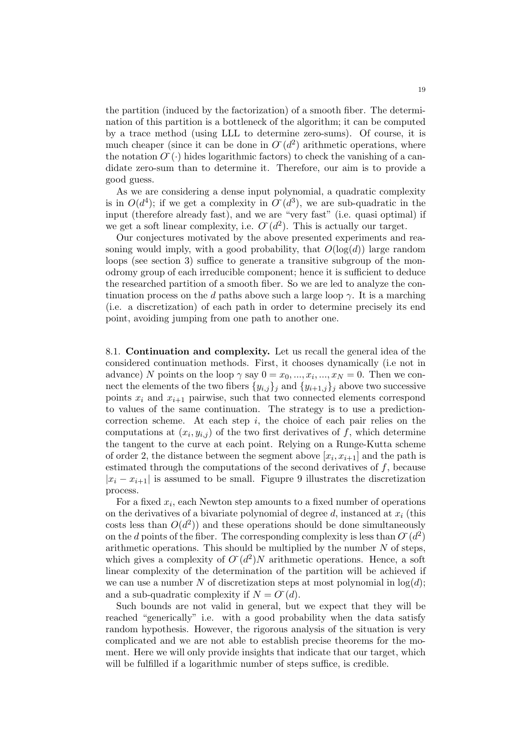the partition (induced by the factorization) of a smooth fiber. The determination of this partition is a bottleneck of the algorithm; it can be computed by a trace method (using LLL to determine zero-sums). Of course, it is much cheaper (since it can be done in $\tilde{O}(d^2)$ arithmetic operations, where the notation $\tilde{O}(\cdot)$ hides logarithmic factors) to check the vanishing of a candidate zero-sum than to determine it. Therefore, our aim is to provide a good guess.

As we are considering a dense input polynomial, a quadratic complexity is in $O(d^4)$; if we get a complexity in $\tilde{O}(d^3)$, we are sub-quadratic in the input (therefore already fast), and we are "very fast" (i.e. quasi optimal) if we get a soft linear complexity, i.e. $\tilde{O}(d^2)$. This is actually our target.

Our conjectures motivated by the above presented experiments and reasoning would imply, with a good probability, that $O(\log(d))$ large random loops (see section 3) suffice to generate a transitive subgroup of the monodromy group of each irreducible component; hence it is sufficient to deduce the researched partition of a smooth fiber. So we are led to analyze the continuation process on the $d$ paths above such a large loop $\gamma$. It is a marching (i.e. a discretization) of each path in order to determine precisely its end point, avoiding jumping from one path to another one.

8.1. **Continuation and complexity.** Let us recall the general idea of the considered continuation methods. First, it chooses dynamically (i.e not in advance) $N$ points on the loop $\gamma$ say $0 = x_0, ..., x_i, ..., x_N = 0$. Then we connect the elements of the two fibers $\{y_{i,j}\}_j$ and $\{y_{i+1,j}\}_j$ above two successive points $x_i$ and $x_{i+1}$ pairwise, such that two connected elements correspond to values of the same continuation. The strategy is to use a prediction-correction scheme. At each step $i$, the choice of each pair relies on the computations at $(x_i, y_{i,j})$ of the two first derivatives of $f$, which determine the tangent to the curve at each point. Relying on a Runge-Kutta scheme of order 2, the distance between the segment above $[x_i, x_{i+1}]$ and the path is estimated through the computations of the second derivatives of $f$, because $|x_i - x_{i+1}|$ is assumed to be small. Figupre 9 illustrates the discretization process.

For a fixed $x_i$, each Newton step amounts to a fixed number of operations on the derivatives of a bivariate polynomial of degree $d$, instanced at $x_i$ (this costs less than $O(d^2)$) and these operations should be done simultaneously on the $d$ points of the fiber. The corresponding complexity is less than $\tilde{O}(d^2)$ arithmetic operations. This should be multiplied by the number $N$ of steps, which gives a complexity of $\tilde{O}(d^2)N$ arithmetic operations. Hence, a soft linear complexity of the determination of the partition will be achieved if we can use a number $N$ of discretization steps at most polynomial in $\log(d)$; and a sub-quadratic complexity if $N = \tilde{O}(d)$.

Such bounds are not valid in general, but we expect that they will be reached "generically" i.e. with a good probability when the data satisfy random hypothesis. However, the rigorous analysis of the situation is very complicated and we are not able to establish precise theorems for the moment. Here we will only provide insights that indicate that our target, which will be fulfilled if a logarithmic number of steps suffice, is credible.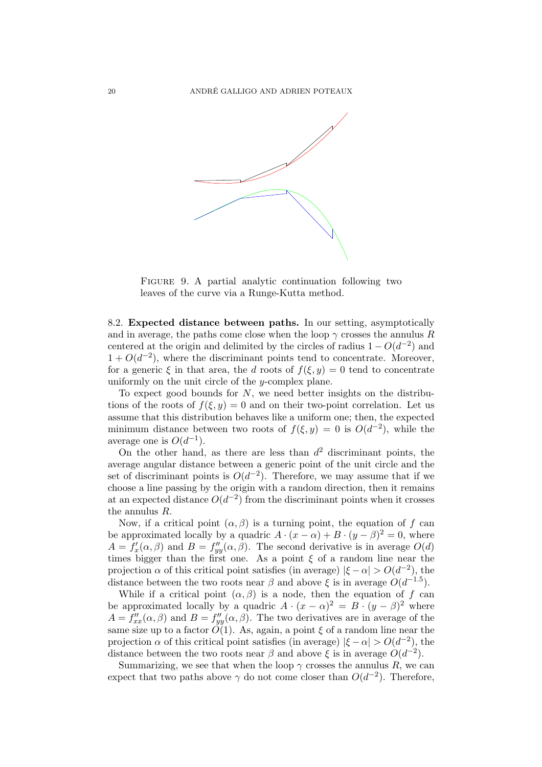FIGURE 9. A partial analytic continuation following two leaves of the curve via a Runge-Kutta method.

**8.2. Expected distance between paths.** In our setting, asymptotically and in average, the paths come close when the loop $\gamma$ crosses the annulus $R$ centered at the origin and delimited by the circles of radius $1 - O(d^{-2})$ and $1 + O(d^{-2})$, where the discriminant points tend to concentrate. Moreover, for a generic $\xi$ in that area, the $d$ roots of $f(\xi, y) = 0$ tend to concentrate uniformly on the unit circle of the $y$-complex plane.

To expect good bounds for $N$, we need better insights on the distributions of the roots of $f(\xi, y) = 0$ and on their two-point correlation. Let us assume that this distribution behaves like a uniform one; then, the expected minimum distance between two roots of $f(\xi, y) = 0$ is $O(d^{-2})$, while the average one is $O(d^{-1})$.

On the other hand, as there are less than $d^2$ discriminant points, the average angular distance between a generic point of the unit circle and the set of discriminant points is $O(d^{-2})$. Therefore, we may assume that if we choose a line passing by the origin with a random direction, then it remains at an expected distance $O(d^{-2})$ from the discriminant points when it crosses the annulus $R$.

Now, if a critical point $(\alpha, \beta)$ is a turning point, the equation of $f$ can be approximated locally by a quadric $A \cdot (x - \alpha) + B \cdot (y - \beta)^2 = 0$, where $A = f'_x(\alpha, \beta)$ and $B = f''_{yy}(\alpha, \beta)$. The second derivative is in average $O(d)$ times bigger than the first one. As a point $\xi$ of a random line near the projection $\alpha$ of this critical point satisfies (in average) $|\xi - \alpha| > O(d^{-2})$, the distance between the two roots near $\beta$ and above $\xi$ is in average $O(d^{-1.5})$.

While if a critical point $(\alpha, \beta)$ is a node, then the equation of $f$ can be approximated locally by a quadric $A \cdot (x - \alpha)^2 = B \cdot (y - \beta)^2$ where $A = f''_{xx}(\alpha, \beta)$ and $B = f''_{yy}(\alpha, \beta)$. The two derivatives are in average of the same size up to a factor $O(1)$. As, again, a point $\xi$ of a random line near the projection $\alpha$ of this critical point satisfies (in average) $|\xi - \alpha| > O(d^{-2})$, the distance between the two roots near $\beta$ and above $\xi$ is in average $O(d^{-2})$.

Summarizing, we see that when the loop $\gamma$ crosses the annulus $R$, we can expect that two paths above $\gamma$ do not come closer than $O(d^{-2})$. Therefore,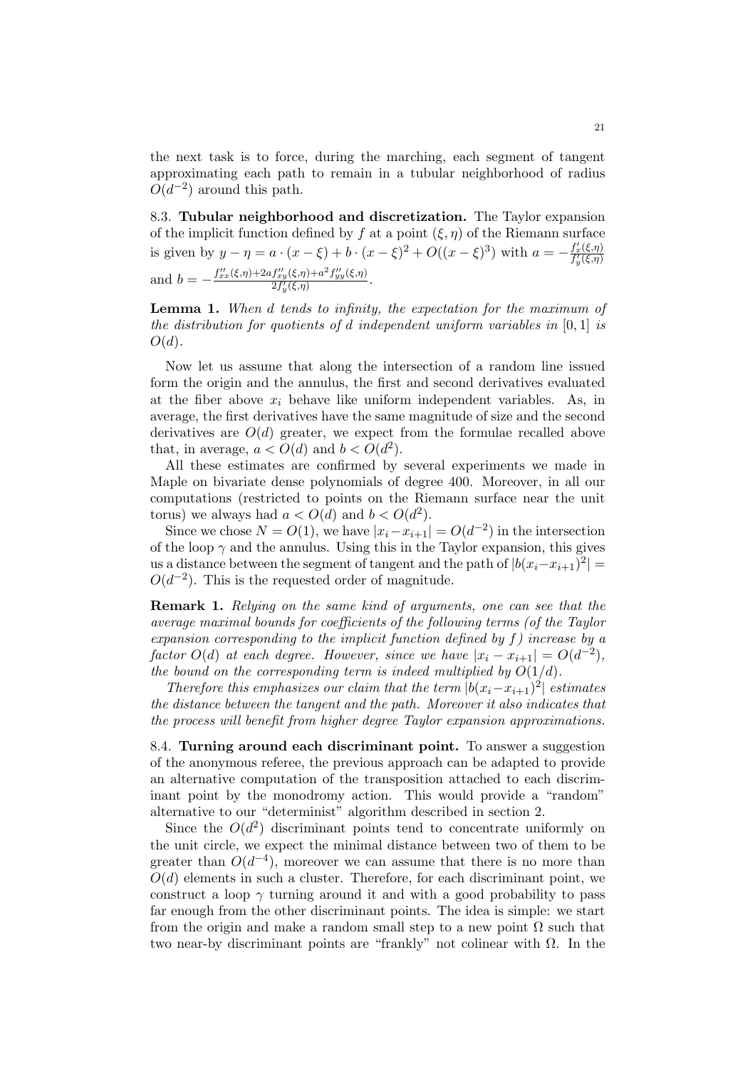the next task is to force, during the marching, each segment of tangent approximating each path to remain in a tubular neighborhood of radius $O(d^{-2})$ around this path.

8.3. **Tubular neighborhood and discretization.** The Taylor expansion of the implicit function defined by $f$ at a point $(\xi, \eta)$ of the Riemann surface is given by $y - \eta = a \cdot (x - \xi) + b \cdot (x - \xi)^2 + O((x - \xi)^3)$ with $a = -\frac{f'_x(\xi,\eta)}{f'_y(\xi,\eta)}$ and $b = -\frac{f''_{xx}(\xi,\eta) + 2a f''_{xy}(\xi,\eta) + a^2 f''_{yy}(\xi,\eta)}{2 f'_y(\xi,\eta)}$.

**Lemma 1.** *When $d$ tends to infinity, the expectation for the maximum of the distribution for quotients of $d$ independent uniform variables in $[0, 1]$ is $O(d)$.*

Now let us assume that along the intersection of a random line issued form the origin and the annulus, the first and second derivatives evaluated at the fiber above $x_i$ behave like uniform independent variables. As, in average, the first derivatives have the same magnitude of size and the second derivatives are $O(d)$ greater, we expect from the formulae recalled above that, in average, $a < O(d)$ and $b < O(d^2)$.

All these estimates are confirmed by several experiments we made in Maple on bivariate dense polynomials of degree 400. Moreover, in all our computations (restricted to points on the Riemann surface near the unit torus) we always had $a < O(d)$ and $b < O(d^2)$.

Since we chose $N = O(1)$, we have $|x_i - x_{i+1}| = O(d^{-2})$ in the intersection of the loop $\gamma$ and the annulus. Using this in the Taylor expansion, this gives us a distance between the segment of tangent and the path of $|b(x_i - x_{i+1})^2| = O(d^{-2})$. This is the requested order of magnitude.

**Remark 1.** *Relying on the same kind of arguments, one can see that the average maximal bounds for coefficients of the following terms (of the Taylor expansion corresponding to the implicit function defined by $f$) increase by a factor $O(d)$ at each degree. However, since we have $|x_i - x_{i+1}| = O(d^{-2})$, the bound on the corresponding term is indeed multiplied by $O(1/d)$.*

*Therefore this emphasizes our claim that the term $|b(x_i - x_{i+1})^2|$ estimates the distance between the tangent and the path. Moreover it also indicates that the process will benefit from higher degree Taylor expansion approximations.*

8.4. **Turning around each discriminant point.** To answer a suggestion of the anonymous referee, the previous approach can be adapted to provide an alternative computation of the transposition attached to each discriminant point by the monodromy action. This would provide a "random" alternative to our "determinist" algorithm described in section 2.

Since the $O(d^2)$ discriminant points tend to concentrate uniformly on the unit circle, we expect the minimal distance between two of them to be greater than $O(d^{-4})$, moreover we can assume that there is no more than $O(d)$ elements in such a cluster. Therefore, for each discriminant point, we construct a loop $\gamma$ turning around it and with a good probability to pass far enough from the other discriminant points. The idea is simple: we start from the origin and make a random small step to a new point $\Omega$ such that two near-by discriminant points are "frankly" not colinear with $\Omega$. In the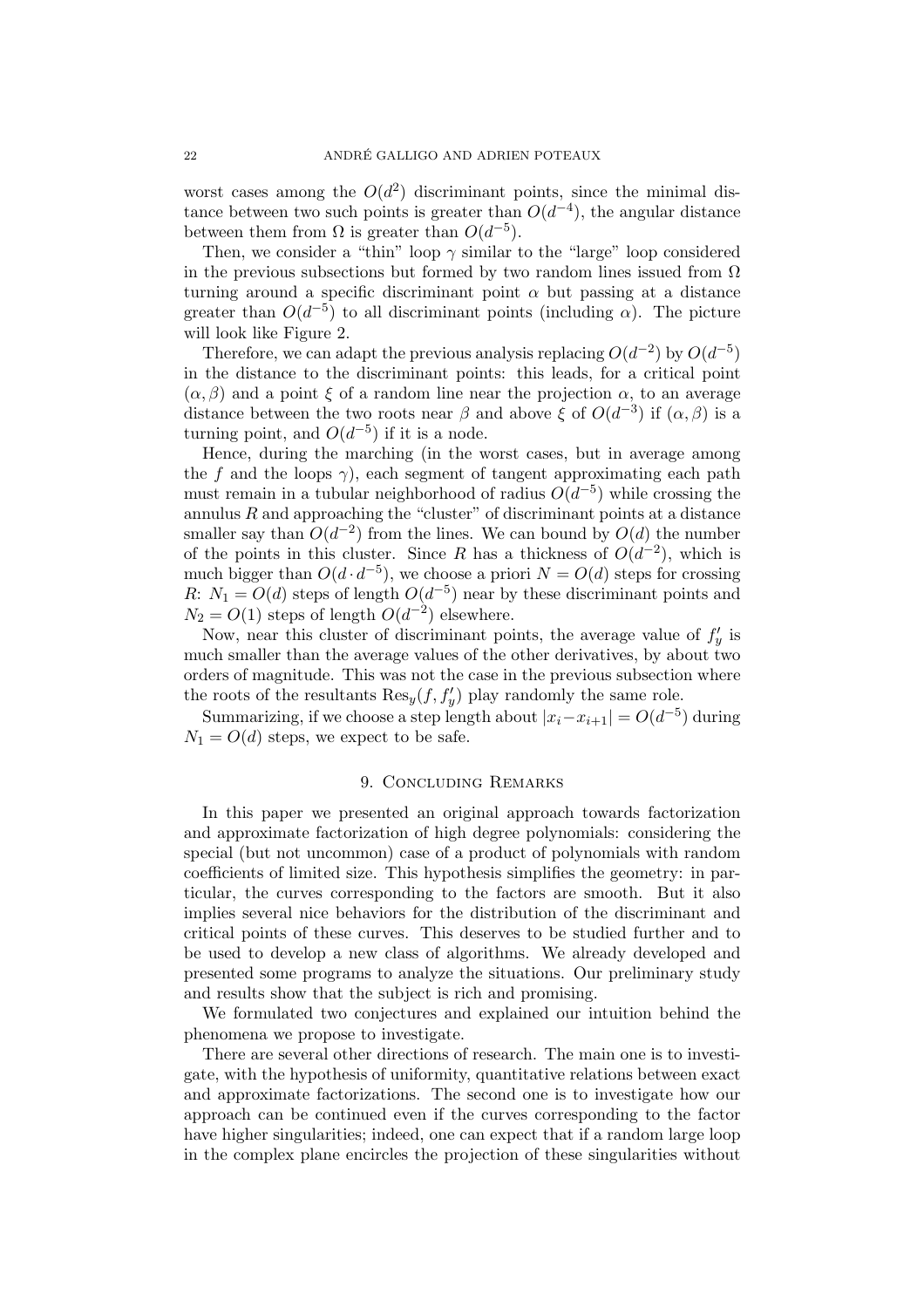worst cases among the $O(d^2)$ discriminant points, since the minimal distance between two such points is greater than $O(d^{-4})$, the angular distance between them from $\Omega$ is greater than $O(d^{-5})$.

Then, we consider a "thin" loop $\gamma$ similar to the "large" loop considered in the previous subsections but formed by two random lines issued from $\Omega$ turning around a specific discriminant point $\alpha$ but passing at a distance greater than $O(d^{-5})$ to all discriminant points (including $\alpha$). The picture will look like Figure 2.

Therefore, we can adapt the previous analysis replacing $O(d^{-2})$ by $O(d^{-5})$ in the distance to the discriminant points: this leads, for a critical point $(\alpha, \beta)$ and a point $\xi$ of a random line near the projection $\alpha$, to an average distance between the two roots near $\beta$ and above $\xi$ of $O(d^{-3})$ if $(\alpha, \beta)$ is a turning point, and $O(d^{-5})$ if it is a node.

Hence, during the marching (in the worst cases, but in average among the $f$ and the loops $\gamma$), each segment of tangent approximating each path must remain in a tubular neighborhood of radius $O(d^{-5})$ while crossing the annulus $R$ and approaching the "cluster" of discriminant points at a distance smaller say than $O(d^{-2})$ from the lines. We can bound by $O(d)$ the number of the points in this cluster. Since $R$ has a thickness of $O(d^{-2})$, which is much bigger than $O(d \cdot d^{-5})$, we choose a priori $N = O(d)$ steps for crossing $R$: $N_1 = O(d)$ steps of length $O(d^{-5})$ near by these discriminant points and $N_2 = O(1)$ steps of length $O(d^{-2})$ elsewhere.

Now, near this cluster of discriminant points, the average value of $f'_y$ is much smaller than the average values of the other derivatives, by about two orders of magnitude. This was not the case in the previous subsection where the roots of the resultants $\mathrm{Res}_y(f, f'_y)$ play randomly the same role.

Summarizing, if we choose a step length about $|x_i - x_{i+1}| = O(d^{-5})$ during $N_1 = O(d)$ steps, we expect to be safe.

## 9. Concluding Remarks

In this paper we presented an original approach towards factorization and approximate factorization of high degree polynomials: considering the special (but not uncommon) case of a product of polynomials with random coefficients of limited size. This hypothesis simplifies the geometry: in particular, the curves corresponding to the factors are smooth. But it also implies several nice behaviors for the distribution of the discriminant and critical points of these curves. This deserves to be studied further and to be used to develop a new class of algorithms. We already developed and presented some programs to analyze the situations. Our preliminary study and results show that the subject is rich and promising.

We formulated two conjectures and explained our intuition behind the phenomena we propose to investigate.

There are several other directions of research. The main one is to investigate, with the hypothesis of uniformity, quantitative relations between exact and approximate factorizations. The second one is to investigate how our approach can be continued even if the curves corresponding to the factor have higher singularities; indeed, one can expect that if a random large loop in the complex plane encircles the projection of these singularities without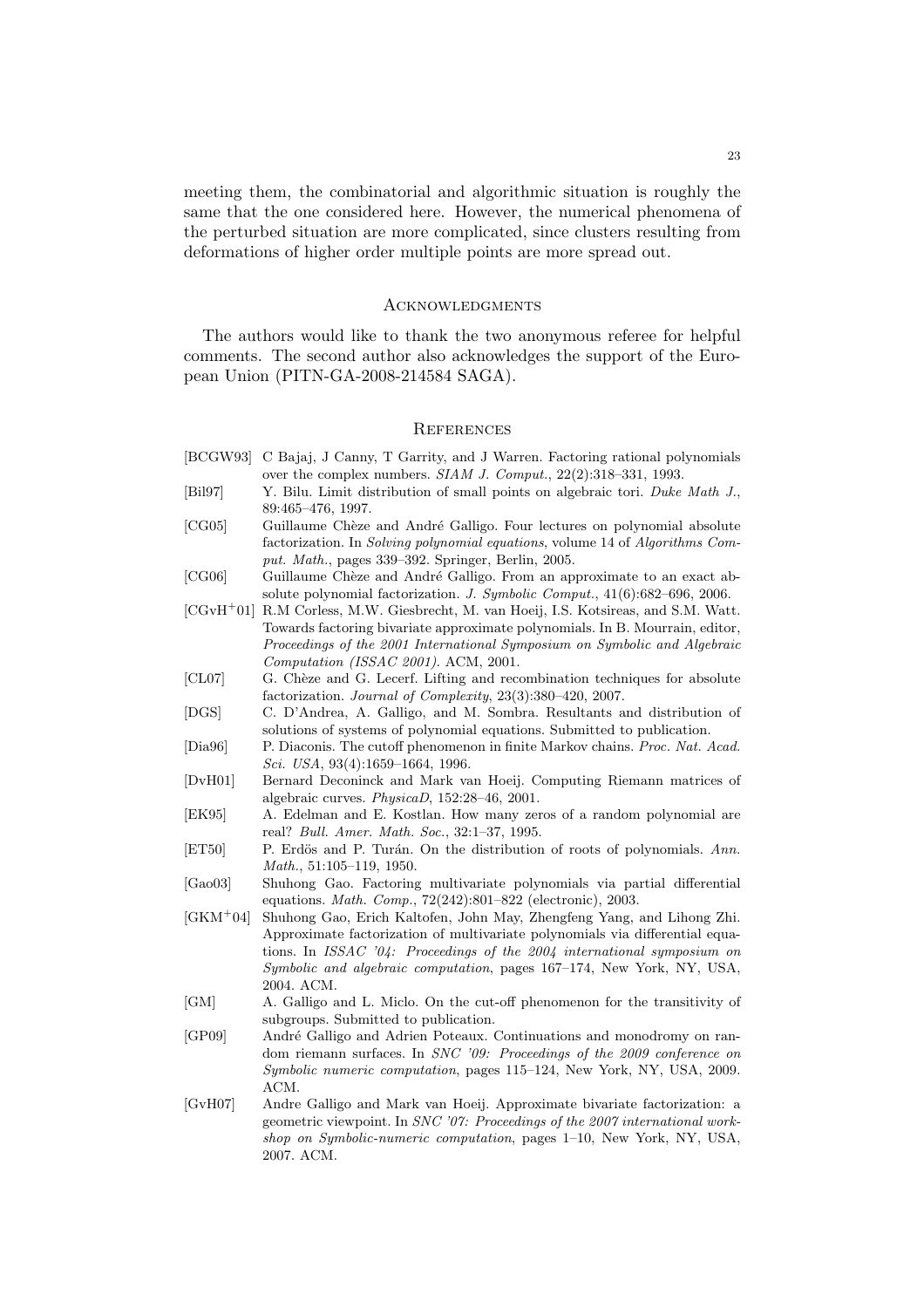meeting them, the combinatorial and algorithmic situation is roughly the same that the one considered here. However, the numerical phenomena of the perturbed situation are more complicated, since clusters resulting from deformations of higher order multiple points are more spread out.

## Acknowledgments

The authors would like to thank the two anonymous referee for helpful comments. The second author also acknowledges the support of the European Union (PITN-GA-2008-214584 SAGA).

## References

[BCGW93] C Bajaj, J Canny, T Garrity, and J Warren. Factoring rational polynomials over the complex numbers. *SIAM J. Comput.*, 22(2):318–331, 1993.

[Bil97] Y. Bilu. Limit distribution of small points on algebraic tori. *Duke Math J.*, 89:465–476, 1997.

[CG05] Guillaume Chèze and André Galligo. Four lectures on polynomial absolute factorization. In *Solving polynomial equations*, volume 14 of *Algorithms Comput. Math.*, pages 339–392. Springer, Berlin, 2005.

[CG06] Guillaume Chèze and André Galligo. From an approximate to an exact absolute polynomial factorization. *J. Symbolic Comput.*, 41(6):682–696, 2006.

[CGvH+01] R.M Corless, M.W. Giesbrecht, M. van Hoeij, I.S. Kotsireas, and S.M. Watt. Towards factoring bivariate approximate polynomials. In B. Mourrain, editor, *Proceedings of the 2001 International Symposium on Symbolic and Algebraic Computation (ISSAC 2001)*. ACM, 2001.

[CL07] G. Chèze and G. Lecerf. Lifting and recombination techniques for absolute factorization. *Journal of Complexity*, 23(3):380–420, 2007.

[DGS] C. D'Andrea, A. Galligo, and M. Sombra. Resultants and distribution of solutions of systems of polynomial equations. Submitted to publication.

[Dia96] P. Diaconis. The cutoff phenomenon in finite Markov chains. *Proc. Nat. Acad. Sci. USA*, 93(4):1659–1664, 1996.

[DvH01] Bernard Deconinck and Mark van Hoeij. Computing Riemann matrices of algebraic curves. *PhysicaD*, 152:28–46, 2001.

[EK95] A. Edelman and E. Kostlan. How many zeros of a random polynomial are real? *Bull. Amer. Math. Soc.*, 32:1–37, 1995.

[ET50] P. Erdös and P. Turán. On the distribution of roots of polynomials. *Ann. Math.*, 51:105–119, 1950.

[Gao03] Shuhong Gao. Factoring multivariate polynomials via partial differential equations. *Math. Comp.*, 72(242):801–822 (electronic), 2003.

[GKM+04] Shuhong Gao, Erich Kaltofen, John May, Zhengfeng Yang, and Lihong Zhi. Approximate factorization of multivariate polynomials via differential equations. In *ISSAC '04: Proceedings of the 2004 international symposium on Symbolic and algebraic computation*, pages 167–174, New York, NY, USA, 2004. ACM.

[GM] A. Galligo and L. Miclo. On the cut-off phenomenon for the transitivity of subgroups. Submitted to publication.

[GP09] André Galligo and Adrien Poteaux. Continuations and monodromy on random riemann surfaces. In *SNC '09: Proceedings of the 2009 conference on Symbolic numeric computation*, pages 115–124, New York, NY, USA, 2009. ACM.

[GvH07] Andre Galligo and Mark van Hoeij. Approximate bivariate factorization: a geometric viewpoint. In *SNC '07: Proceedings of the 2007 international workshop on Symbolic-numeric computation*, pages 1–10, New York, NY, USA, 2007. ACM.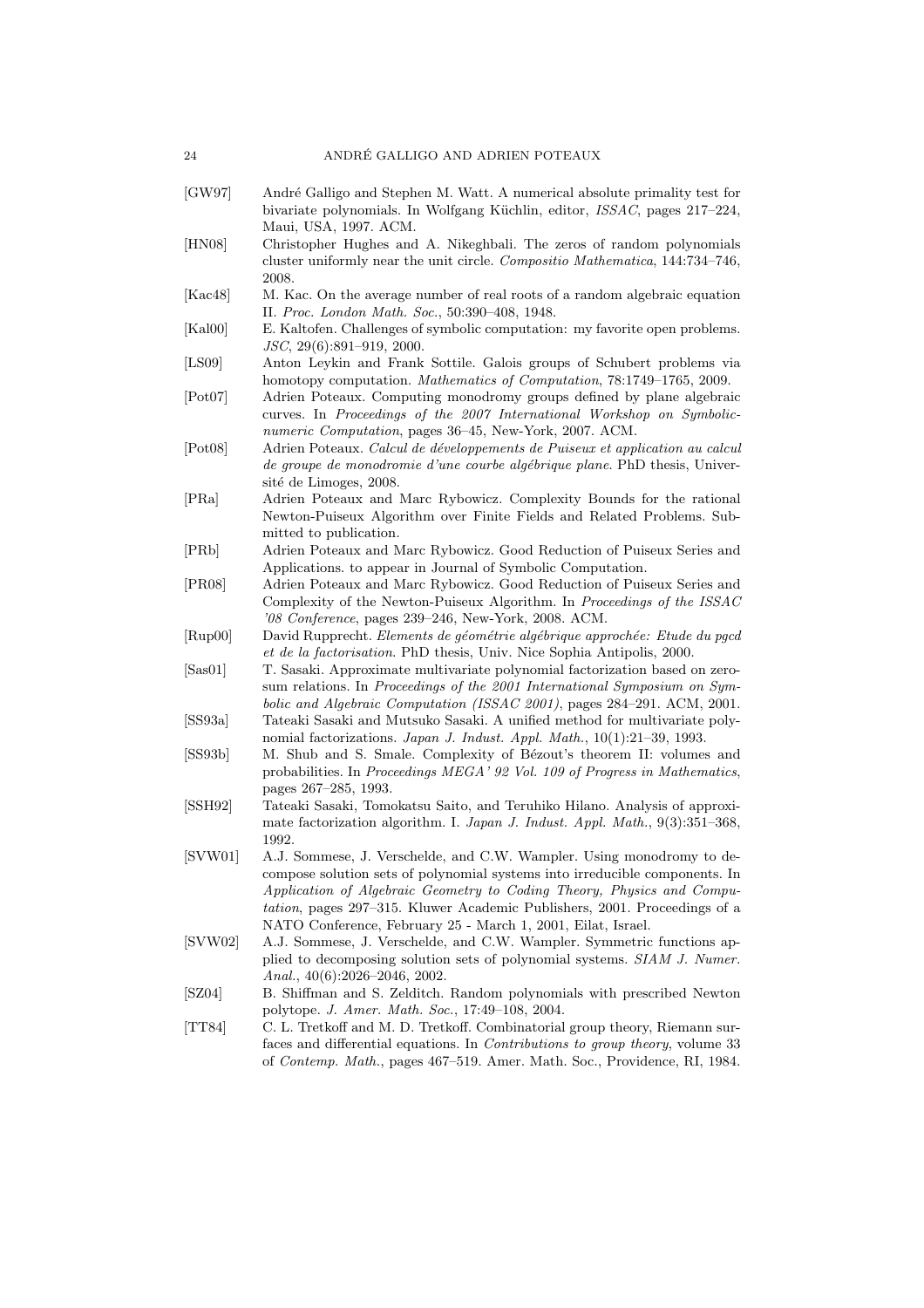[GW97] André Galligo and Stephen M. Watt. A numerical absolute primality test for bivariate polynomials. In Wolfgang Küchlin, editor, *ISSAC*, pages 217–224, Maui, USA, 1997. ACM.

[HN08] Christopher Hughes and A. Nikeghbali. The zeros of random polynomials cluster uniformly near the unit circle. *Compositio Mathematica*, 144:734–746, 2008.

[Kac48] M. Kac. On the average number of real roots of a random algebraic equation II. *Proc. London Math. Soc.*, 50:390–408, 1948.

[Kal00] E. Kaltofen. Challenges of symbolic computation: my favorite open problems. *JSC*, 29(6):891–919, 2000.

[LS09] Anton Leykin and Frank Sottile. Galois groups of Schubert problems via homotopy computation. *Mathematics of Computation*, 78:1749–1765, 2009.

[Pot07] Adrien Poteaux. Computing monodromy groups defined by plane algebraic curves. In *Proceedings of the 2007 International Workshop on Symbolic-numeric Computation*, pages 36–45, New-York, 2007. ACM.

[Pot08] Adrien Poteaux. *Calcul de développements de Puiseux et application au calcul de groupe de monodromie d'une courbe algébrique plane*. PhD thesis, Université de Limoges, 2008.

[PRa] Adrien Poteaux and Marc Rybowicz. Complexity Bounds for the rational Newton-Puiseux Algorithm over Finite Fields and Related Problems. Submitted to publication.

[PRb] Adrien Poteaux and Marc Rybowicz. Good Reduction of Puiseux Series and Applications. to appear in Journal of Symbolic Computation.

[PR08] Adrien Poteaux and Marc Rybowicz. Good Reduction of Puiseux Series and Complexity of the Newton-Puiseux Algorithm. In *Proceedings of the ISSAC '08 Conference*, pages 239–246, New-York, 2008. ACM.

[Rup00] David Rupprecht. *Elements de géométrie algébrique approchée: Etude du pgcd et de la factorisation*. PhD thesis, Univ. Nice Sophia Antipolis, 2000.

[Sas01] T. Sasaki. Approximate multivariate polynomial factorization based on zero-sum relations. In *Proceedings of the 2001 International Symposium on Symbolic and Algebraic Computation (ISSAC 2001)*, pages 284–291. ACM, 2001.

[SS93a] Tateaki Sasaki and Mutsuko Sasaki. A unified method for multivariate polynomial factorizations. *Japan J. Indust. Appl. Math.*, 10(1):21–39, 1993.

[SS93b] M. Shub and S. Smale. Complexity of Bézout's theorem II: volumes and probabilities. In *Proceedings MEGA' 92 Vol. 109 of Progress in Mathematics*, pages 267–285, 1993.

[SSH92] Tateaki Sasaki, Tomokatsu Saito, and Teruhiko Hilano. Analysis of approximate factorization algorithm. I. *Japan J. Indust. Appl. Math.*, 9(3):351–368, 1992.

[SVW01] A.J. Sommese, J. Verschelde, and C.W. Wampler. Using monodromy to decompose solution sets of polynomial systems into irreducible components. In *Application of Algebraic Geometry to Coding Theory, Physics and Computation*, pages 297–315. Kluwer Academic Publishers, 2001. Proceedings of a NATO Conference, February 25 - March 1, 2001, Eilat, Israel.

[SVW02] A.J. Sommese, J. Verschelde, and C.W. Wampler. Symmetric functions applied to decomposing solution sets of polynomial systems. *SIAM J. Numer. Anal.*, 40(6):2026–2046, 2002.

[SZ04] B. Shiffman and S. Zelditch. Random polynomials with prescribed Newton polytope. *J. Amer. Math. Soc.*, 17:49–108, 2004.

[TT84] C. L. Tretkoff and M. D. Tretkoff. Combinatorial group theory, Riemann surfaces and differential equations. In *Contributions to group theory*, volume 33 of *Contemp. Math.*, pages 467–519. Amer. Math. Soc., Providence, RI, 1984.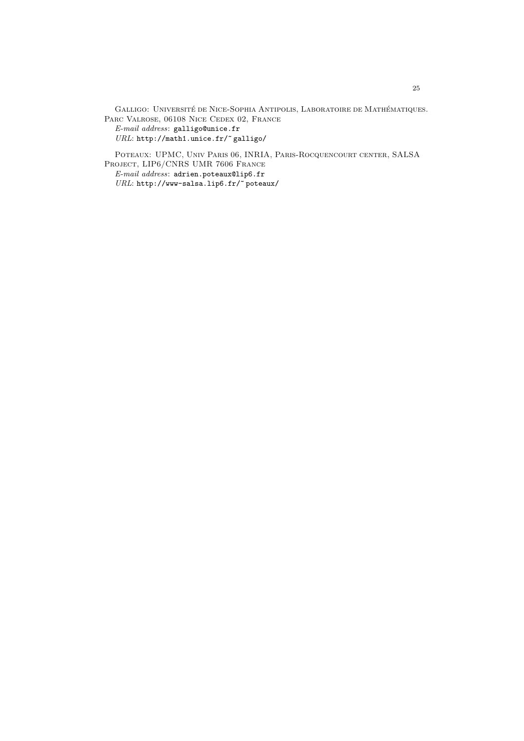Galligo: Université de Nice-Sophia Antipolis, Laboratoire de Mathématiques. Parc Valrose, 06108 Nice Cedex 02, France

*E-mail address*: galligo@unice.fr

*URL*: http://math1.unice.fr/~galligo/

Poteaux: UPMC, Univ Paris 06, INRIA, Paris-Rocquencourt center, SALSA Project, LIP6/CNRS UMR 7606 France

*E-mail address*: adrien.poteaux@lip6.fr

*URL*: http://www-salsa.lip6.fr/~poteaux/